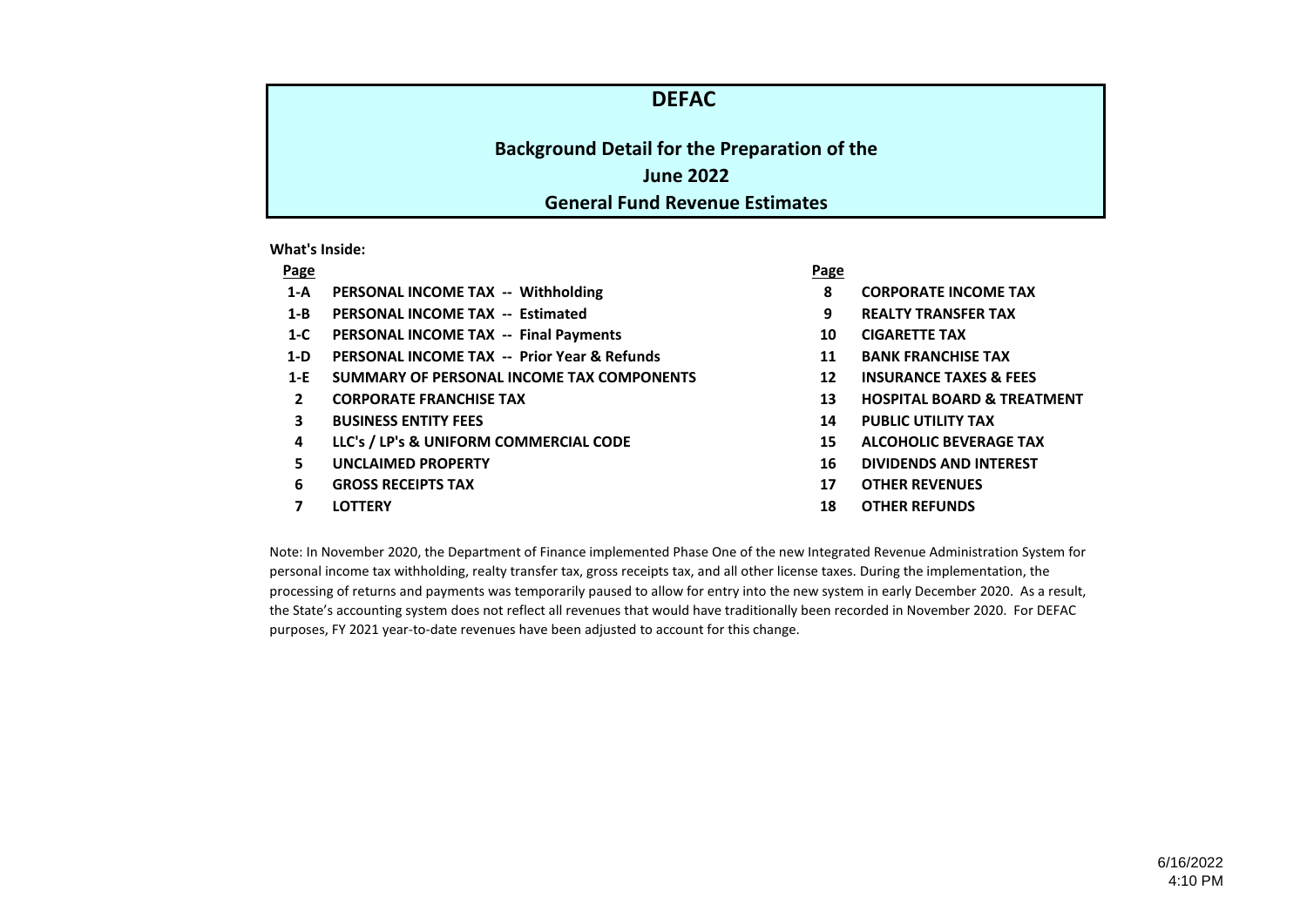# DEFAC

## Background Detail for the Preparation of the
## June 2022
## General Fund Revenue Estimates

**What's Inside:**

| Page | | Page | |
|---|---|---|---|
| **1-A** | **PERSONAL INCOME TAX -- Withholding** | **8** | **CORPORATE INCOME TAX** |
| **1-B** | **PERSONAL INCOME TAX -- Estimated** | **9** | **REALTY TRANSFER TAX** |
| **1-C** | **PERSONAL INCOME TAX -- Final Payments** | **10** | **CIGARETTE TAX** |
| **1-D** | **PERSONAL INCOME TAX -- Prior Year & Refunds** | **11** | **BANK FRANCHISE TAX** |
| **1-E** | **SUMMARY OF PERSONAL INCOME TAX COMPONENTS** | **12** | **INSURANCE TAXES & FEES** |
| **2** | **CORPORATE FRANCHISE TAX** | **13** | **HOSPITAL BOARD & TREATMENT** |
| **3** | **BUSINESS ENTITY FEES** | **14** | **PUBLIC UTILITY TAX** |
| **4** | **LLC's / LP's & UNIFORM COMMERCIAL CODE** | **15** | **ALCOHOLIC BEVERAGE TAX** |
| **5** | **UNCLAIMED PROPERTY** | **16** | **DIVIDENDS AND INTEREST** |
| **6** | **GROSS RECEIPTS TAX** | **17** | **OTHER REVENUES** |
| **7** | **LOTTERY** | **18** | **OTHER REFUNDS** |

Note: In November 2020, the Department of Finance implemented Phase One of the new Integrated Revenue Administration System for personal income tax withholding, realty transfer tax, gross receipts tax, and all other license taxes. During the implementation, the processing of returns and payments was temporarily paused to allow for entry into the new system in early December 2020. As a result, the State's accounting system does not reflect all revenues that would have traditionally been recorded in November 2020. For DEFAC purposes, FY 2021 year-to-date revenues have been adjusted to account for this change.

6/16/2022
4:10 PM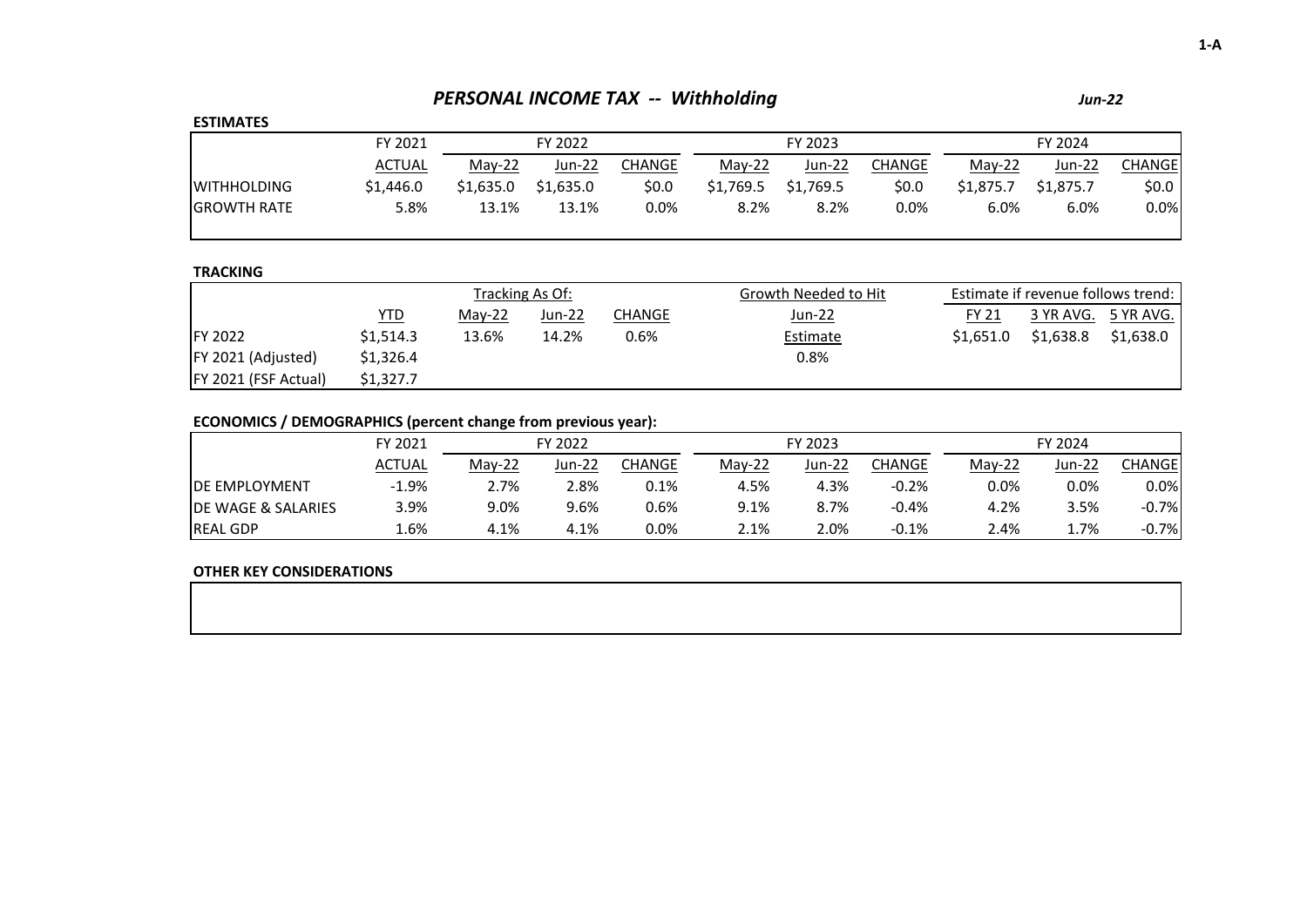## *PERSONAL INCOME TAX -- Withholding*

*Jun-22*

**ESTIMATES**

| | FY 2021 | FY 2022 | | | FY 2023 | | | FY 2024 | | |
|---|---|---|---|---|---|---|---|---|---|---|
| | ACTUAL | May-22 | Jun-22 | CHANGE | May-22 | Jun-22 | CHANGE | May-22 | Jun-22 | CHANGE |
| WITHHOLDING | $1,446.0 | $1,635.0 | $1,635.0 | $0.0 | $1,769.5 | $1,769.5 | $0.0 | $1,875.7 | $1,875.7 | $0.0 |
| GROWTH RATE | 5.8% | 13.1% | 13.1% | 0.0% | 8.2% | 8.2% | 0.0% | 6.0% | 6.0% | 0.0% |

**TRACKING**

| | | Tracking As Of: | | | Growth Needed to Hit | Estimate if revenue follows trend: | | |
|---|---|---|---|---|---|---|---|---|
| | YTD | May-22 | Jun-22 | CHANGE | Jun-22 | FY 21 | 3 YR AVG. | 5 YR AVG. |
| FY 2022 | $1,514.3 | 13.6% | 14.2% | 0.6% | Estimate | $1,651.0 | $1,638.8 | $1,638.0 |
| FY 2021 (Adjusted) | $1,326.4 | | | | 0.8% | | | |
| FY 2021 (FSF Actual) | $1,327.7 | | | | | | | |

**ECONOMICS / DEMOGRAPHICS (percent change from previous year):**

| | FY 2021 | FY 2022 | | | FY 2023 | | | FY 2024 | | |
|---|---|---|---|---|---|---|---|---|---|---|
| | ACTUAL | May-22 | Jun-22 | CHANGE | May-22 | Jun-22 | CHANGE | May-22 | Jun-22 | CHANGE |
| DE EMPLOYMENT | -1.9% | 2.7% | 2.8% | 0.1% | 4.5% | 4.3% | -0.2% | 0.0% | 0.0% | 0.0% |
| DE WAGE & SALARIES | 3.9% | 9.0% | 9.6% | 0.6% | 9.1% | 8.7% | -0.4% | 4.2% | 3.5% | -0.7% |
| REAL GDP | 1.6% | 4.1% | 4.1% | 0.0% | 2.1% | 2.0% | -0.1% | 2.4% | 1.7% | -0.7% |

**OTHER KEY CONSIDERATIONS**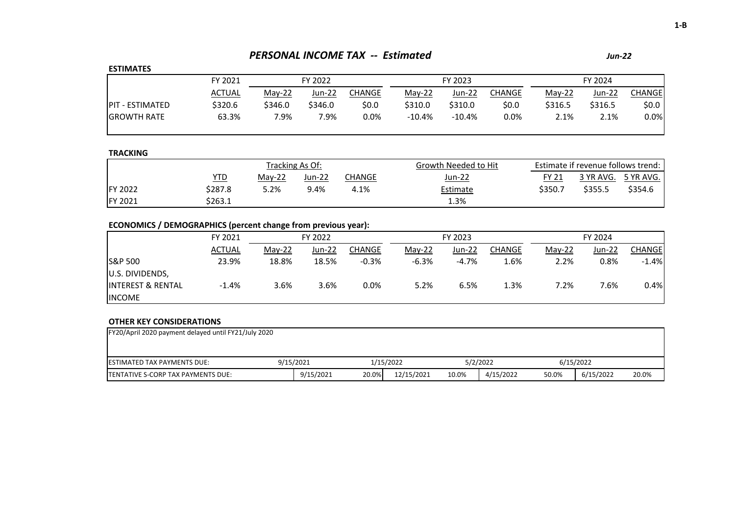# *PERSONAL INCOME TAX -- Estimated*

*Jun-22*

**ESTIMATES**

| | FY 2021 | FY 2022 | | | FY 2023 | | | FY 2024 | | |
|---|---|---|---|---|---|---|---|---|---|---|
| | ACTUAL | May-22 | Jun-22 | CHANGE | May-22 | Jun-22 | CHANGE | May-22 | Jun-22 | CHANGE |
| PIT - ESTIMATED | $320.6 | $346.0 | $346.0 | $0.0 | $310.0 | $310.0 | $0.0 | $316.5 | $316.5 | $0.0 |
| GROWTH RATE | 63.3% | 7.9% | 7.9% | 0.0% | -10.4% | -10.4% | 0.0% | 2.1% | 2.1% | 0.0% |

**TRACKING**

| | | Tracking As Of: | | | Growth Needed to Hit | Estimate if revenue follows trend: | | |
|---|---|---|---|---|---|---|---|---|
| | YTD | May-22 | Jun-22 | CHANGE | Jun-22 | FY 21 | 3 YR AVG. | 5 YR AVG. |
| FY 2022 | $287.8 | 5.2% | 9.4% | 4.1% | Estimate | $350.7 | $355.5 | $354.6 |
| FY 2021 | $263.1 | | | | 1.3% | | | |

**ECONOMICS / DEMOGRAPHICS (percent change from previous year):**

| | FY 2021 | FY 2022 | | | FY 2023 | | | FY 2024 | | |
|---|---|---|---|---|---|---|---|---|---|---|
| | ACTUAL | May-22 | Jun-22 | CHANGE | May-22 | Jun-22 | CHANGE | May-22 | Jun-22 | CHANGE |
| S&P 500 | 23.9% | 18.8% | 18.5% | -0.3% | -6.3% | -4.7% | 1.6% | 2.2% | 0.8% | -1.4% |
| U.S. DIVIDENDS, INTEREST & RENTAL INCOME | -1.4% | 3.6% | 3.6% | 0.0% | 5.2% | 6.5% | 1.3% | 7.2% | 7.6% | 0.4% |

**OTHER KEY CONSIDERATIONS**

FY20/April 2020 payment delayed until FY21/July 2020

| | | | | | | | | |
|---|---|---|---|---|---|---|---|---|
| ESTIMATED TAX PAYMENTS DUE: | 9/15/2021 | | 1/15/2022 | | 5/2/2022 | | 6/15/2022 | |
| TENTATIVE S-CORP TAX PAYMENTS DUE: | 9/15/2021 | 20.0% | 12/15/2021 | 10.0% | 4/15/2022 | 50.0% | 6/15/2022 | 20.0% |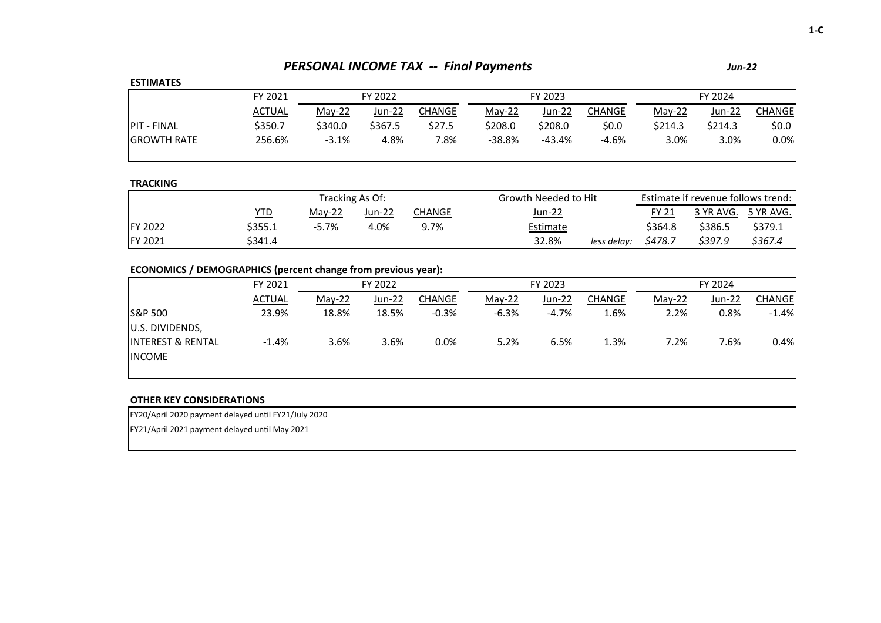# *PERSONAL INCOME TAX -- Final Payments*

***Jun-22***

**ESTIMATES**

| | FY 2021 | FY 2022 | | | FY 2023 | | | FY 2024 | | |
|---|---|---|---|---|---|---|---|---|---|---|
| | ACTUAL | May-22 | Jun-22 | CHANGE | May-22 | Jun-22 | CHANGE | May-22 | Jun-22 | CHANGE |
| PIT - FINAL | $350.7 | $340.0 | $367.5 | $27.5 | $208.0 | $208.0 | $0.0 | $214.3 | $214.3 | $0.0 |
| GROWTH RATE | 256.6% | -3.1% | 4.8% | 7.8% | -38.8% | -43.4% | -4.6% | 3.0% | 3.0% | 0.0% |

**TRACKING**

| | | Tracking As Of: | | | Growth Needed to Hit | | Estimate if revenue follows trend: | | |
|---|---|---|---|---|---|---|---|---|---|
| | YTD | May-22 | Jun-22 | CHANGE | Jun-22 | | FY 21 | 3 YR AVG. | 5 YR AVG. |
| FY 2022 | $355.1 | -5.7% | 4.0% | 9.7% | Estimate | | $364.8 | $386.5 | $379.1 |
| FY 2021 | $341.4 | | | | 32.8% | *less delay:* | *$478.7* | *$397.9* | *$367.4* |

**ECONOMICS / DEMOGRAPHICS (percent change from previous year):**

| | FY 2021 | FY 2022 | | | FY 2023 | | | FY 2024 | | |
|---|---|---|---|---|---|---|---|---|---|---|
| | ACTUAL | May-22 | Jun-22 | CHANGE | May-22 | Jun-22 | CHANGE | May-22 | Jun-22 | CHANGE |
| S&P 500 | 23.9% | 18.8% | 18.5% | -0.3% | -6.3% | -4.7% | 1.6% | 2.2% | 0.8% | -1.4% |
| U.S. DIVIDENDS, INTEREST & RENTAL INCOME | -1.4% | 3.6% | 3.6% | 0.0% | 5.2% | 6.5% | 1.3% | 7.2% | 7.6% | 0.4% |

**OTHER KEY CONSIDERATIONS**

FY20/April 2020 payment delayed until FY21/July 2020

FY21/April 2021 payment delayed until May 2021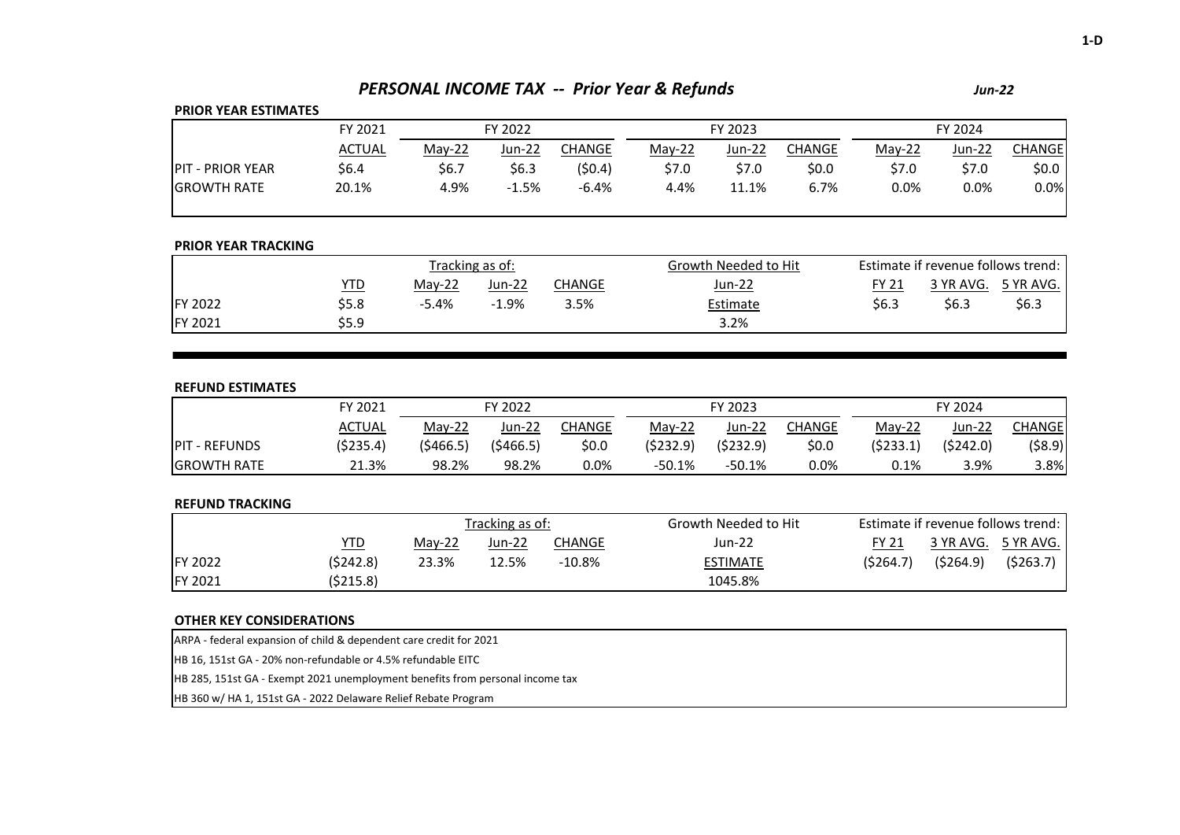## *PERSONAL INCOME TAX -- Prior Year & Refunds*

*Jun-22*

**PRIOR YEAR ESTIMATES**

| | FY 2021 | FY 2022 | | | FY 2023 | | | FY 2024 | | |
|---|---|---|---|---|---|---|---|---|---|---|
| | ACTUAL | May-22 | Jun-22 | CHANGE | May-22 | Jun-22 | CHANGE | May-22 | Jun-22 | CHANGE |
| PIT - PRIOR YEAR | $6.4 | $6.7 | $6.3 | ($0.4) | $7.0 | $7.0 | $0.0 | $7.0 | $7.0 | $0.0 |
| GROWTH RATE | 20.1% | 4.9% | -1.5% | -6.4% | 4.4% | 11.1% | 6.7% | 0.0% | 0.0% | 0.0% |

**PRIOR YEAR TRACKING**

| | | Tracking as of: | | | Growth Needed to Hit | Estimate if revenue follows trend: | | |
|---|---|---|---|---|---|---|---|---|
| | YTD | May-22 | Jun-22 | CHANGE | Jun-22 | FY 21 | 3 YR AVG. | 5 YR AVG. |
| FY 2022 | $5.8 | -5.4% | -1.9% | 3.5% | Estimate | $6.3 | $6.3 | $6.3 |
| FY 2021 | $5.9 | | | | 3.2% | | | |

**REFUND ESTIMATES**

| | FY 2021 | FY 2022 | | | FY 2023 | | | FY 2024 | | |
|---|---|---|---|---|---|---|---|---|---|---|
| | ACTUAL | May-22 | Jun-22 | CHANGE | May-22 | Jun-22 | CHANGE | May-22 | Jun-22 | CHANGE |
| PIT - REFUNDS | ($235.4) | ($466.5) | ($466.5) | $0.0 | ($232.9) | ($232.9) | $0.0 | ($233.1) | ($242.0) | ($8.9) |
| GROWTH RATE | 21.3% | 98.2% | 98.2% | 0.0% | -50.1% | -50.1% | 0.0% | 0.1% | 3.9% | 3.8% |

**REFUND TRACKING**

| | | Tracking as of: | | | Growth Needed to Hit | Estimate if revenue follows trend: | | |
|---|---|---|---|---|---|---|---|---|
| | YTD | May-22 | Jun-22 | CHANGE | Jun-22 | FY 21 | 3 YR AVG. | 5 YR AVG. |
| FY 2022 | ($242.8) | 23.3% | 12.5% | -10.8% | ESTIMATE | ($264.7) | ($264.9) | ($263.7) |
| FY 2021 | ($215.8) | | | | 1045.8% | | | |

**OTHER KEY CONSIDERATIONS**

- ARPA - federal expansion of child & dependent care credit for 2021
- HB 16, 151st GA - 20% non-refundable or 4.5% refundable EITC
- HB 285, 151st GA - Exempt 2021 unemployment benefits from personal income tax
- HB 360 w/ HA 1, 151st GA - 2022 Delaware Relief Rebate Program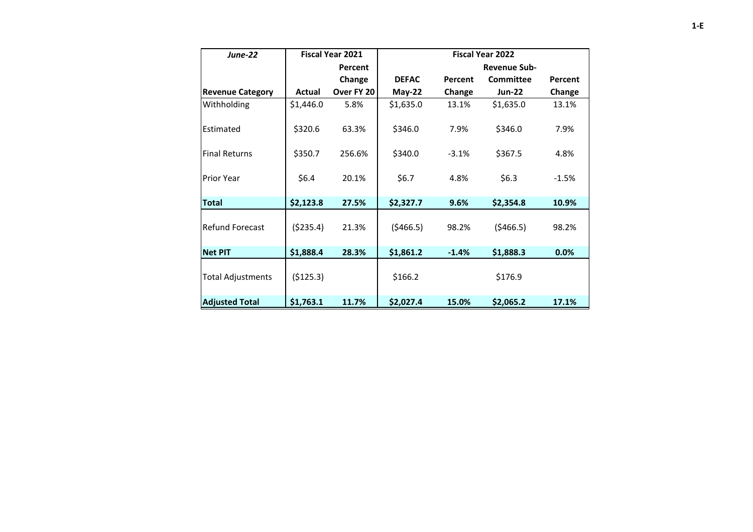| *June-22* | Fiscal Year 2021 | | Fiscal Year 2022 | | | |
|---|---|---|---|---|---|---|
| **Revenue Category** | **Actual** | **Percent Change Over FY 20** | **DEFAC May-22** | **Percent Change** | **Revenue Sub-Committee Jun-22** | **Percent Change** |
| Withholding | $1,446.0 | 5.8% | $1,635.0 | 13.1% | $1,635.0 | 13.1% |
| Estimated | $320.6 | 63.3% | $346.0 | 7.9% | $346.0 | 7.9% |
| Final Returns | $350.7 | 256.6% | $340.0 | -3.1% | $367.5 | 4.8% |
| Prior Year | $6.4 | 20.1% | $6.7 | 4.8% | $6.3 | -1.5% |
| **Total** | **$2,123.8** | **27.5%** | **$2,327.7** | **9.6%** | **$2,354.8** | **10.9%** |
| Refund Forecast | ($235.4) | 21.3% | ($466.5) | 98.2% | ($466.5) | 98.2% |
| **Net PIT** | **$1,888.4** | **28.3%** | **$1,861.2** | **-1.4%** | **$1,888.3** | **0.0%** |
| Total Adjustments | ($125.3) | | $166.2 | | $176.9 | |
| **Adjusted Total** | **$1,763.1** | **11.7%** | **$2,027.4** | **15.0%** | **$2,065.2** | **17.1%** |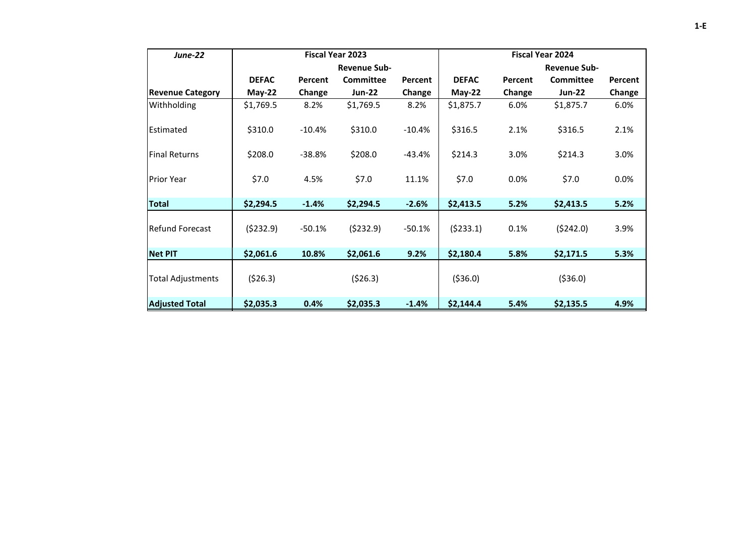| *June-22* | Fiscal Year 2023 | | | | Fiscal Year 2024 | | | |
|---|---|---|---|---|---|---|---|---|
| | | | Revenue Sub- | | | | Revenue Sub- | |
| | **DEFAC** | **Percent** | **Committee** | **Percent** | **DEFAC** | **Percent** | **Committee** | **Percent** |
| **Revenue Category** | **May-22** | **Change** | **Jun-22** | **Change** | **May-22** | **Change** | **Jun-22** | **Change** |
| Withholding | $1,769.5 | 8.2% | $1,769.5 | 8.2% | $1,875.7 | 6.0% | $1,875.7 | 6.0% |
| Estimated | $310.0 | -10.4% | $310.0 | -10.4% | $316.5 | 2.1% | $316.5 | 2.1% |
| Final Returns | $208.0 | -38.8% | $208.0 | -43.4% | $214.3 | 3.0% | $214.3 | 3.0% |
| Prior Year | $7.0 | 4.5% | $7.0 | 11.1% | $7.0 | 0.0% | $7.0 | 0.0% |
| **Total** | **$2,294.5** | **-1.4%** | **$2,294.5** | **-2.6%** | **$2,413.5** | **5.2%** | **$2,413.5** | **5.2%** |
| Refund Forecast | ($232.9) | -50.1% | ($232.9) | -50.1% | ($233.1) | 0.1% | ($242.0) | 3.9% |
| **Net PIT** | **$2,061.6** | **10.8%** | **$2,061.6** | **9.2%** | **$2,180.4** | **5.8%** | **$2,171.5** | **5.3%** |
| Total Adjustments | ($26.3) | | ($26.3) | | ($36.0) | | ($36.0) | |
| **Adjusted Total** | **$2,035.3** | **0.4%** | **$2,035.3** | **-1.4%** | **$2,144.4** | **5.4%** | **$2,135.5** | **4.9%** |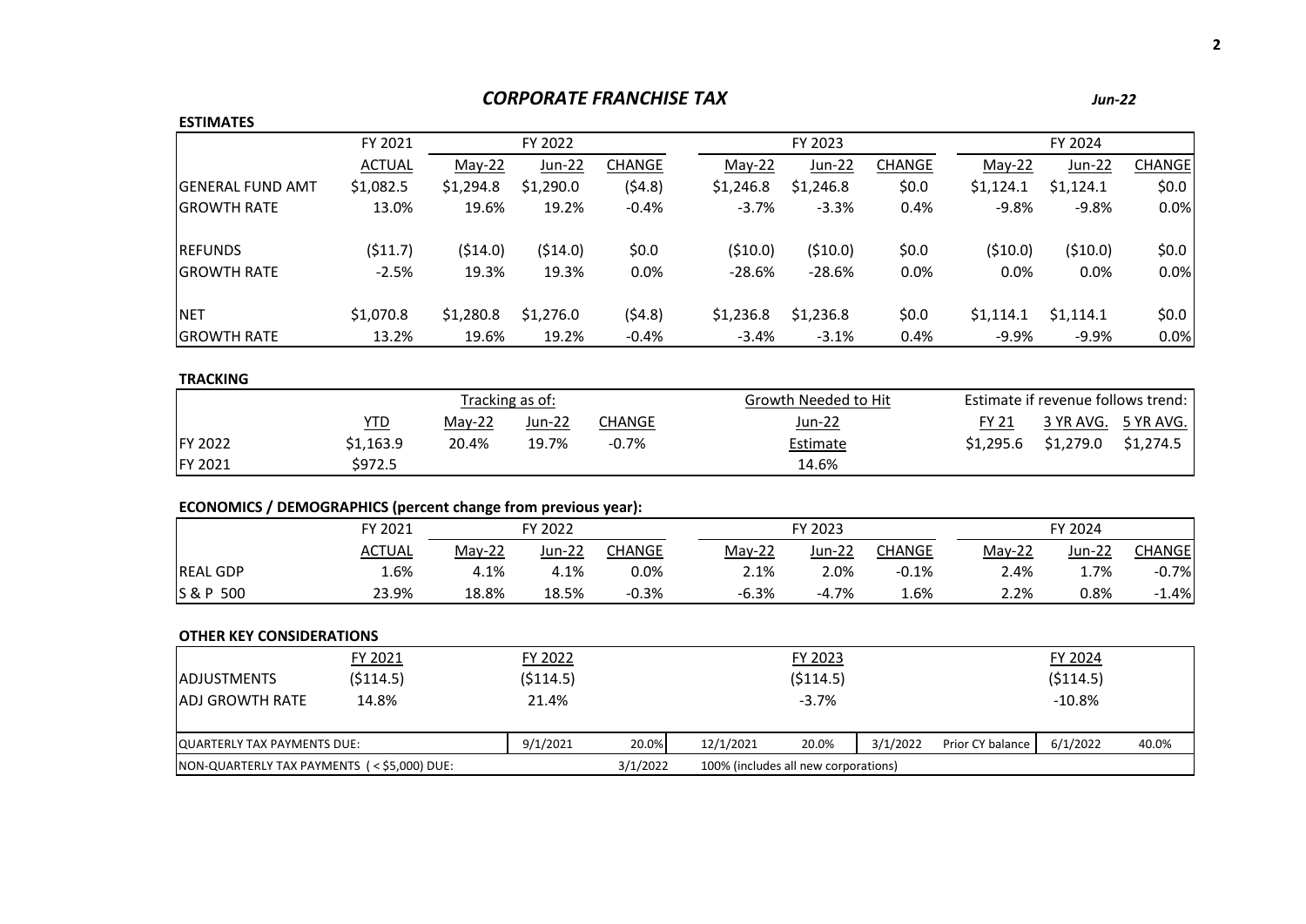# *CORPORATE FRANCHISE TAX*

*Jun-22*

**ESTIMATES**

| | FY 2021 | FY 2022 | | | FY 2023 | | | FY 2024 | | |
|---|---|---|---|---|---|---|---|---|---|---|
| | ACTUAL | May-22 | Jun-22 | CHANGE | May-22 | Jun-22 | CHANGE | May-22 | Jun-22 | CHANGE |
| GENERAL FUND AMT | $1,082.5 | $1,294.8 | $1,290.0 | ($4.8) | $1,246.8 | $1,246.8 | $0.0 | $1,124.1 | $1,124.1 | $0.0 |
| GROWTH RATE | 13.0% | 19.6% | 19.2% | -0.4% | -3.7% | -3.3% | 0.4% | -9.8% | -9.8% | 0.0% |
| REFUNDS | ($11.7) | ($14.0) | ($14.0) | $0.0 | ($10.0) | ($10.0) | $0.0 | ($10.0) | ($10.0) | $0.0 |
| GROWTH RATE | -2.5% | 19.3% | 19.3% | 0.0% | -28.6% | -28.6% | 0.0% | 0.0% | 0.0% | 0.0% |
| NET | $1,070.8 | $1,280.8 | $1,276.0 | ($4.8) | $1,236.8 | $1,236.8 | $0.0 | $1,114.1 | $1,114.1 | $0.0 |
| GROWTH RATE | 13.2% | 19.6% | 19.2% | -0.4% | -3.4% | -3.1% | 0.4% | -9.9% | -9.9% | 0.0% |

**TRACKING**

| | | Tracking as of: | | | Growth Needed to Hit | Estimate if revenue follows trend: | | |
|---|---|---|---|---|---|---|---|---|
| | YTD | May-22 | Jun-22 | CHANGE | Jun-22 Estimate | FY 21 | 3 YR AVG. | 5 YR AVG. |
| FY 2022 | $1,163.9 | 20.4% | 19.7% | -0.7% | | $1,295.6 | $1,279.0 | $1,274.5 |
| FY 2021 | $972.5 | | | | 14.6% | | | |

**ECONOMICS / DEMOGRAPHICS (percent change from previous year):**

| | FY 2021 | FY 2022 | | | FY 2023 | | | FY 2024 | | |
|---|---|---|---|---|---|---|---|---|---|---|
| | ACTUAL | May-22 | Jun-22 | CHANGE | May-22 | Jun-22 | CHANGE | May-22 | Jun-22 | CHANGE |
| REAL GDP | 1.6% | 4.1% | 4.1% | 0.0% | 2.1% | 2.0% | -0.1% | 2.4% | 1.7% | -0.7% |
| S & P 500 | 23.9% | 18.8% | 18.5% | -0.3% | -6.3% | -4.7% | 1.6% | 2.2% | 0.8% | -1.4% |

**OTHER KEY CONSIDERATIONS**

| | FY 2021 | FY 2022 | FY 2023 | FY 2024 |
|---|---|---|---|---|
| ADJUSTMENTS | ($114.5) | ($114.5) | ($114.5) | ($114.5) |
| ADJ GROWTH RATE | 14.8% | 21.4% | -3.7% | -10.8% |

| QUARTERLY TAX PAYMENTS DUE: | 9/1/2021 | 20.0% | 12/1/2021 | 20.0% | 3/1/2022 | Prior CY balance | 6/1/2022 | 40.0% |
|---|---|---|---|---|---|---|---|---|
| NON-QUARTERLY TAX PAYMENTS ( < $5,000) DUE: | | 3/1/2022 | 100% (includes all new corporations) | | | | | |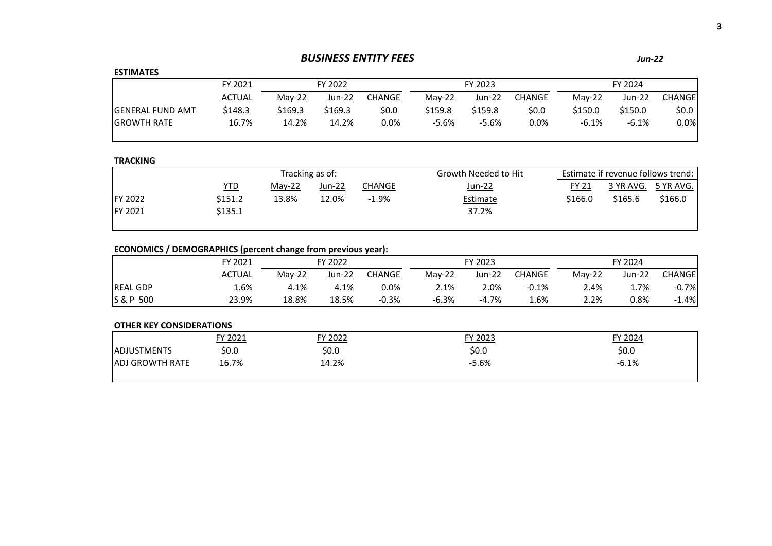# *BUSINESS ENTITY FEES*

*Jun-22*

**ESTIMATES**

| | FY 2021 | FY 2022 | | | FY 2023 | | | FY 2024 | | |
|---|---|---|---|---|---|---|---|---|---|---|
| | ACTUAL | May-22 | Jun-22 | CHANGE | May-22 | Jun-22 | CHANGE | May-22 | Jun-22 | CHANGE |
| GENERAL FUND AMT | $148.3 | $169.3 | $169.3 | $0.0 | $159.8 | $159.8 | $0.0 | $150.0 | $150.0 | $0.0 |
| GROWTH RATE | 16.7% | 14.2% | 14.2% | 0.0% | -5.6% | -5.6% | 0.0% | -6.1% | -6.1% | 0.0% |

**TRACKING**

| | | Tracking as of: | | | Growth Needed to Hit | Estimate if revenue follows trend: | | |
|---|---|---|---|---|---|---|---|---|
| | YTD | May-22 | Jun-22 | CHANGE | Jun-22 | FY 21 | 3 YR AVG. | 5 YR AVG. |
| FY 2022 | $151.2 | 13.8% | 12.0% | -1.9% | Estimate | $166.0 | $165.6 | $166.0 |
| FY 2021 | $135.1 | | | | 37.2% | | | |

**ECONOMICS / DEMOGRAPHICS (percent change from previous year):**

| | FY 2021 | FY 2022 | | | FY 2023 | | | FY 2024 | | |
|---|---|---|---|---|---|---|---|---|---|---|
| | ACTUAL | May-22 | Jun-22 | CHANGE | May-22 | Jun-22 | CHANGE | May-22 | Jun-22 | CHANGE |
| REAL GDP | 1.6% | 4.1% | 4.1% | 0.0% | 2.1% | 2.0% | -0.1% | 2.4% | 1.7% | -0.7% |
| S & P 500 | 23.9% | 18.8% | 18.5% | -0.3% | -6.3% | -4.7% | 1.6% | 2.2% | 0.8% | -1.4% |

**OTHER KEY CONSIDERATIONS**

| | FY 2021 | FY 2022 | FY 2023 | FY 2024 |
|---|---|---|---|---|
| ADJUSTMENTS | $0.0 | $0.0 | $0.0 | $0.0 |
| ADJ GROWTH RATE | 16.7% | 14.2% | -5.6% | -6.1% |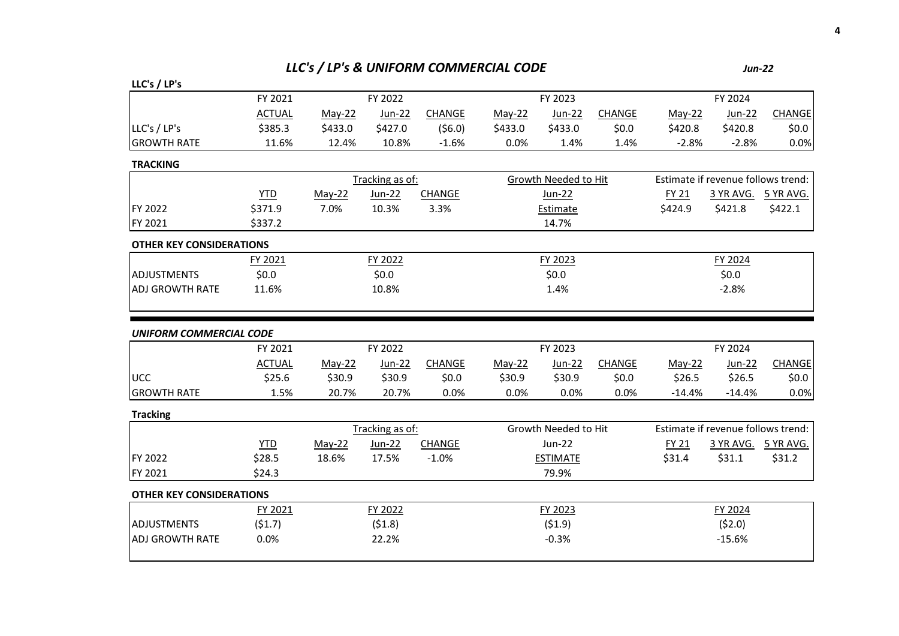# *LLC's / LP's & UNIFORM COMMERCIAL CODE*

*Jun-22*

**LLC's / LP's**

| | FY 2021 | FY 2022 | | | FY 2023 | | | FY 2024 | | |
|---|---|---|---|---|---|---|---|---|---|---|
| | ACTUAL | May-22 | Jun-22 | CHANGE | May-22 | Jun-22 | CHANGE | May-22 | Jun-22 | CHANGE |
| LLC's / LP's | $385.3 | $433.0 | $427.0 | ($6.0) | $433.0 | $433.0 | $0.0 | $420.8 | $420.8 | $0.0 |
| GROWTH RATE | 11.6% | 12.4% | 10.8% | -1.6% | 0.0% | 1.4% | 1.4% | -2.8% | -2.8% | 0.0% |

**TRACKING**

| | | Tracking as of: | | | Growth Needed to Hit | Estimate if revenue follows trend: | | |
|---|---|---|---|---|---|---|---|---|
| | YTD | May-22 | Jun-22 | CHANGE | Jun-22 | FY 21 | 3 YR AVG. | 5 YR AVG. |
| FY 2022 | $371.9 | 7.0% | 10.3% | 3.3% | Estimate | $424.9 | $421.8 | $422.1 |
| FY 2021 | $337.2 | | | | 14.7% | | | |

**OTHER KEY CONSIDERATIONS**

| | FY 2021 | FY 2022 | FY 2023 | FY 2024 |
|---|---|---|---|---|
| ADJUSTMENTS | $0.0 | $0.0 | $0.0 | $0.0 |
| ADJ GROWTH RATE | 11.6% | 10.8% | 1.4% | -2.8% |

***UNIFORM COMMERCIAL CODE***

| | FY 2021 | FY 2022 | | | FY 2023 | | | FY 2024 | | |
|---|---|---|---|---|---|---|---|---|---|---|
| | ACTUAL | May-22 | Jun-22 | CHANGE | May-22 | Jun-22 | CHANGE | May-22 | Jun-22 | CHANGE |
| UCC | $25.6 | $30.9 | $30.9 | $0.0 | $30.9 | $30.9 | $0.0 | $26.5 | $26.5 | $0.0 |
| GROWTH RATE | 1.5% | 20.7% | 20.7% | 0.0% | 0.0% | 0.0% | 0.0% | -14.4% | -14.4% | 0.0% |

**Tracking**

| | | Tracking as of: | | | Growth Needed to Hit | Estimate if revenue follows trend: | | |
|---|---|---|---|---|---|---|---|---|
| | YTD | May-22 | Jun-22 | CHANGE | Jun-22 | FY 21 | 3 YR AVG. | 5 YR AVG. |
| FY 2022 | $28.5 | 18.6% | 17.5% | -1.0% | ESTIMATE | $31.4 | $31.1 | $31.2 |
| FY 2021 | $24.3 | | | | 79.9% | | | |

**OTHER KEY CONSIDERATIONS**

| | FY 2021 | FY 2022 | FY 2023 | FY 2024 |
|---|---|---|---|---|
| ADJUSTMENTS | ($1.7) | ($1.8) | ($1.9) | ($2.0) |
| ADJ GROWTH RATE | 0.0% | 22.2% | -0.3% | -15.6% |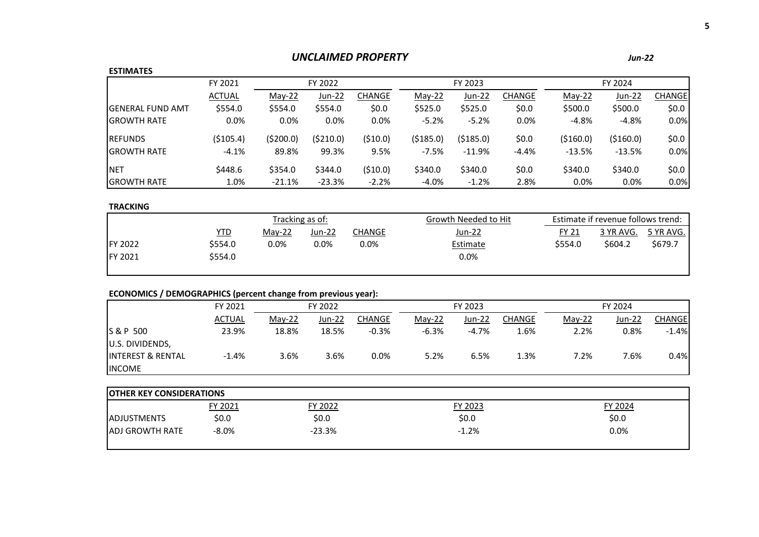## *UNCLAIMED PROPERTY*

*Jun-22*

**ESTIMATES**

| | FY 2021 | FY 2022 | | | FY 2023 | | | FY 2024 | | |
|---|---|---|---|---|---|---|---|---|---|---|
| | ACTUAL | May-22 | Jun-22 | CHANGE | May-22 | Jun-22 | CHANGE | May-22 | Jun-22 | CHANGE |
| GENERAL FUND AMT | $554.0 | $554.0 | $554.0 | $0.0 | $525.0 | $525.0 | $0.0 | $500.0 | $500.0 | $0.0 |
| GROWTH RATE | 0.0% | 0.0% | 0.0% | 0.0% | -5.2% | -5.2% | 0.0% | -4.8% | -4.8% | 0.0% |
| REFUNDS | ($105.4) | ($200.0) | ($210.0) | ($10.0) | ($185.0) | ($185.0) | $0.0 | ($160.0) | ($160.0) | $0.0 |
| GROWTH RATE | -4.1% | 89.8% | 99.3% | 9.5% | -7.5% | -11.9% | -4.4% | -13.5% | -13.5% | 0.0% |
| NET | $448.6 | $354.0 | $344.0 | ($10.0) | $340.0 | $340.0 | $0.0 | $340.0 | $340.0 | $0.0 |
| GROWTH RATE | 1.0% | -21.1% | -23.3% | -2.2% | -4.0% | -1.2% | 2.8% | 0.0% | 0.0% | 0.0% |

**TRACKING**

| | | Tracking as of: | | | Growth Needed to Hit | Estimate if revenue follows trend: | | |
|---|---|---|---|---|---|---|---|---|
| | YTD | May-22 | Jun-22 | CHANGE | Jun-22 | FY 21 | 3 YR AVG. | 5 YR AVG. |
| FY 2022 | $554.0 | 0.0% | 0.0% | 0.0% | Estimate | $554.0 | $604.2 | $679.7 |
| FY 2021 | $554.0 | | | | 0.0% | | | |

**ECONOMICS / DEMOGRAPHICS (percent change from previous year):**

| | FY 2021 | FY 2022 | | | FY 2023 | | | FY 2024 | | |
|---|---|---|---|---|---|---|---|---|---|---|
| | ACTUAL | May-22 | Jun-22 | CHANGE | May-22 | Jun-22 | CHANGE | May-22 | Jun-22 | CHANGE |
| S & P 500 | 23.9% | 18.8% | 18.5% | -0.3% | -6.3% | -4.7% | 1.6% | 2.2% | 0.8% | -1.4% |
| U.S. DIVIDENDS, INTEREST & RENTAL INCOME | -1.4% | 3.6% | 3.6% | 0.0% | 5.2% | 6.5% | 1.3% | 7.2% | 7.6% | 0.4% |

**OTHER KEY CONSIDERATIONS**

| | FY 2021 | FY 2022 | FY 2023 | FY 2024 |
|---|---|---|---|---|
| ADJUSTMENTS | $0.0 | $0.0 | $0.0 | $0.0 |
| ADJ GROWTH RATE | -8.0% | -23.3% | -1.2% | 0.0% |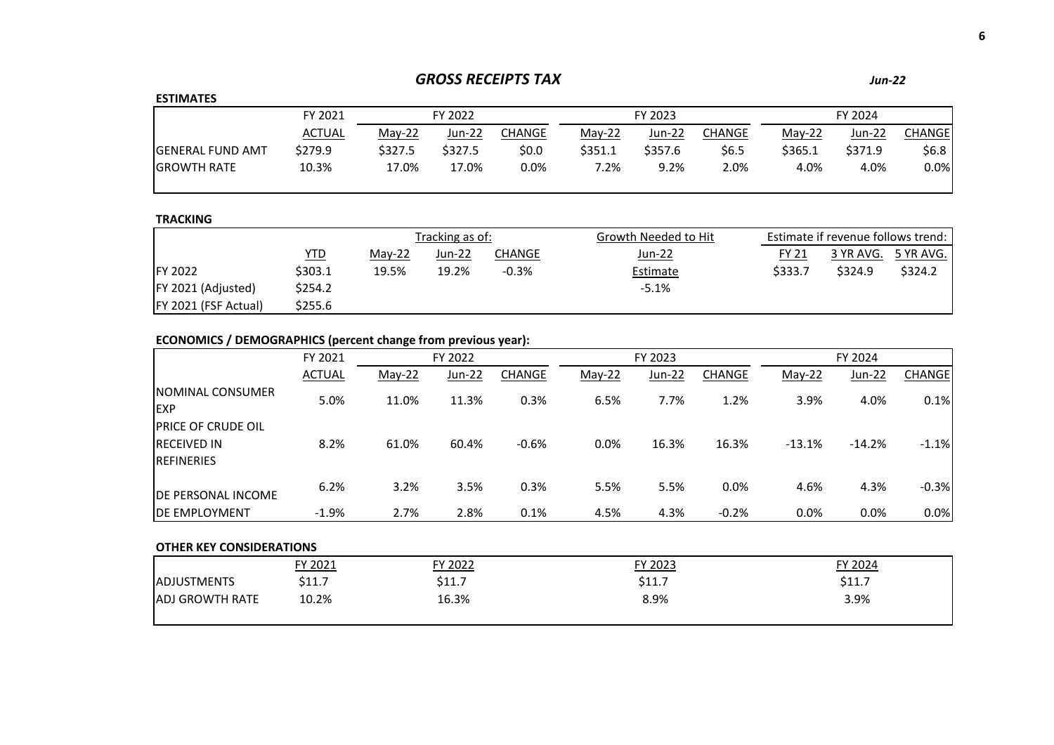## *GROSS RECEIPTS TAX*

*Jun-22*

**ESTIMATES**

| | FY 2021 | FY 2022 | | | FY 2023 | | | FY 2024 | | |
|---|---|---|---|---|---|---|---|---|---|---|
| | ACTUAL | May-22 | Jun-22 | CHANGE | May-22 | Jun-22 | CHANGE | May-22 | Jun-22 | CHANGE |
| GENERAL FUND AMT | $279.9 | $327.5 | $327.5 | $0.0 | $351.1 | $357.6 | $6.5 | $365.1 | $371.9 | $6.8 |
| GROWTH RATE | 10.3% | 17.0% | 17.0% | 0.0% | 7.2% | 9.2% | 2.0% | 4.0% | 4.0% | 0.0% |

**TRACKING**

| | | Tracking as of: | | | Growth Needed to Hit | Estimate if revenue follows trend: | | |
|---|---|---|---|---|---|---|---|---|
| | YTD | May-22 | Jun-22 | CHANGE | Jun-22 | FY 21 | 3 YR AVG. | 5 YR AVG. |
| FY 2022 | $303.1 | 19.5% | 19.2% | -0.3% | Estimate | $333.7 | $324.9 | $324.2 |
| FY 2021 (Adjusted) | $254.2 | | | | -5.1% | | | |
| FY 2021 (FSF Actual) | $255.6 | | | | | | | |

**ECONOMICS / DEMOGRAPHICS (percent change from previous year):**

| | FY 2021 | FY 2022 | | | FY 2023 | | | FY 2024 | | |
|---|---|---|---|---|---|---|---|---|---|---|
| | ACTUAL | May-22 | Jun-22 | CHANGE | May-22 | Jun-22 | CHANGE | May-22 | Jun-22 | CHANGE |
| NOMINAL CONSUMER EXP | 5.0% | 11.0% | 11.3% | 0.3% | 6.5% | 7.7% | 1.2% | 3.9% | 4.0% | 0.1% |
| PRICE OF CRUDE OIL RECEIVED IN REFINERIES | 8.2% | 61.0% | 60.4% | -0.6% | 0.0% | 16.3% | 16.3% | -13.1% | -14.2% | -1.1% |
| DE PERSONAL INCOME | 6.2% | 3.2% | 3.5% | 0.3% | 5.5% | 5.5% | 0.0% | 4.6% | 4.3% | -0.3% |
| DE EMPLOYMENT | -1.9% | 2.7% | 2.8% | 0.1% | 4.5% | 4.3% | -0.2% | 0.0% | 0.0% | 0.0% |

**OTHER KEY CONSIDERATIONS**

| | FY 2021 | FY 2022 | FY 2023 | FY 2024 |
|---|---|---|---|---|
| ADJUSTMENTS | $11.7 | $11.7 | $11.7 | $11.7 |
| ADJ GROWTH RATE | 10.2% | 16.3% | 8.9% | 3.9% |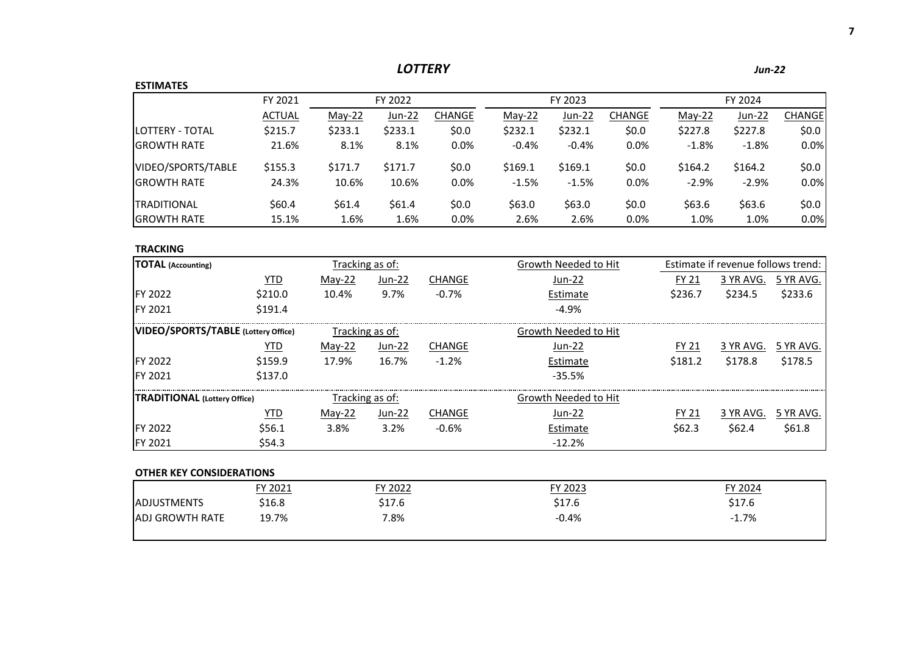## *LOTTERY*

*Jun-22*

**ESTIMATES**

| | FY 2021 | FY 2022 | | | FY 2023 | | | FY 2024 | | |
|---|---|---|---|---|---|---|---|---|---|---|
| | ACTUAL | May-22 | Jun-22 | CHANGE | May-22 | Jun-22 | CHANGE | May-22 | Jun-22 | CHANGE |
| LOTTERY - TOTAL | $215.7 | $233.1 | $233.1 | $0.0 | $232.1 | $232.1 | $0.0 | $227.8 | $227.8 | $0.0 |
| GROWTH RATE | 21.6% | 8.1% | 8.1% | 0.0% | -0.4% | -0.4% | 0.0% | -1.8% | -1.8% | 0.0% |
| VIDEO/SPORTS/TABLE | $155.3 | $171.7 | $171.7 | $0.0 | $169.1 | $169.1 | $0.0 | $164.2 | $164.2 | $0.0 |
| GROWTH RATE | 24.3% | 10.6% | 10.6% | 0.0% | -1.5% | -1.5% | 0.0% | -2.9% | -2.9% | 0.0% |
| TRADITIONAL | $60.4 | $61.4 | $61.4 | $0.0 | $63.0 | $63.0 | $0.0 | $63.6 | $63.6 | $0.0 |
| GROWTH RATE | 15.1% | 1.6% | 1.6% | 0.0% | 2.6% | 2.6% | 0.0% | 1.0% | 1.0% | 0.0% |

**TRACKING**

| **TOTAL** (Accounting) | | Tracking as of: | | | Growth Needed to Hit | Estimate if revenue follows trend: | | |
|---|---|---|---|---|---|---|---|---|
| | YTD | May-22 | Jun-22 | CHANGE | Jun-22 | FY 21 | 3 YR AVG. | 5 YR AVG. |
| FY 2022 | $210.0 | 10.4% | 9.7% | -0.7% | Estimate | $236.7 | $234.5 | $233.6 |
| FY 2021 | $191.4 | | | | -4.9% | | | |
| **VIDEO/SPORTS/TABLE** (Lottery Office) | | Tracking as of: | | | Growth Needed to Hit | | | |
| | YTD | May-22 | Jun-22 | CHANGE | Jun-22 | FY 21 | 3 YR AVG. | 5 YR AVG. |
| FY 2022 | $159.9 | 17.9% | 16.7% | -1.2% | Estimate | $181.2 | $178.8 | $178.5 |
| FY 2021 | $137.0 | | | | -35.5% | | | |
| **TRADITIONAL** (Lottery Office) | | Tracking as of: | | | Growth Needed to Hit | | | |
| | YTD | May-22 | Jun-22 | CHANGE | Jun-22 | FY 21 | 3 YR AVG. | 5 YR AVG. |
| FY 2022 | $56.1 | 3.8% | 3.2% | -0.6% | Estimate | $62.3 | $62.4 | $61.8 |
| FY 2021 | $54.3 | | | | -12.2% | | | |

**OTHER KEY CONSIDERATIONS**

| | FY 2021 | FY 2022 | FY 2023 | FY 2024 |
|---|---|---|---|---|
| ADJUSTMENTS | $16.8 | $17.6 | $17.6 | $17.6 |
| ADJ GROWTH RATE | 19.7% | 7.8% | -0.4% | -1.7% |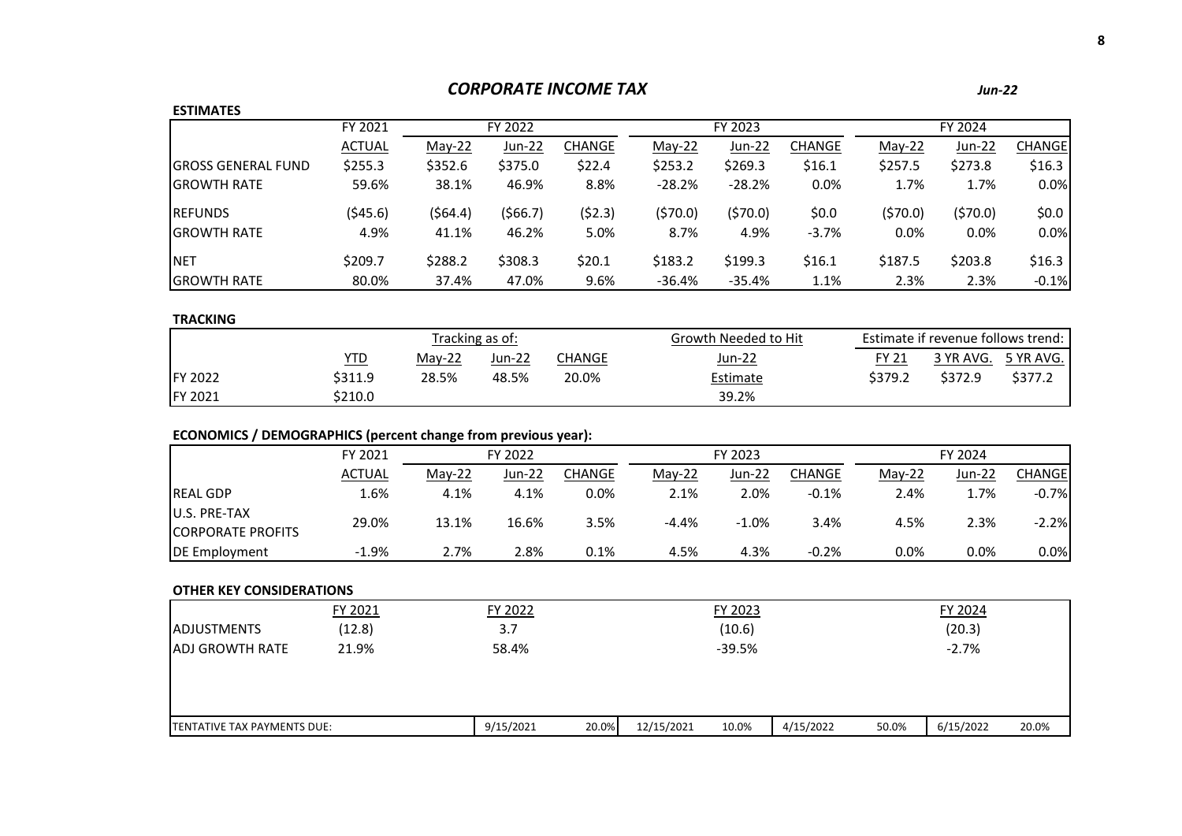# *CORPORATE INCOME TAX*

*Jun-22*

**ESTIMATES**

| | FY 2021 | FY 2022 | | | FY 2023 | | | FY 2024 | | |
|---|---|---|---|---|---|---|---|---|---|---|
| | ACTUAL | May-22 | Jun-22 | CHANGE | May-22 | Jun-22 | CHANGE | May-22 | Jun-22 | CHANGE |
| GROSS GENERAL FUND | $255.3 | $352.6 | $375.0 | $22.4 | $253.2 | $269.3 | $16.1 | $257.5 | $273.8 | $16.3 |
| GROWTH RATE | 59.6% | 38.1% | 46.9% | 8.8% | -28.2% | -28.2% | 0.0% | 1.7% | 1.7% | 0.0% |
| REFUNDS | ($45.6) | ($64.4) | ($66.7) | ($2.3) | ($70.0) | ($70.0) | $0.0 | ($70.0) | ($70.0) | $0.0 |
| GROWTH RATE | 4.9% | 41.1% | 46.2% | 5.0% | 8.7% | 4.9% | -3.7% | 0.0% | 0.0% | 0.0% |
| NET | $209.7 | $288.2 | $308.3 | $20.1 | $183.2 | $199.3 | $16.1 | $187.5 | $203.8 | $16.3 |
| GROWTH RATE | 80.0% | 37.4% | 47.0% | 9.6% | -36.4% | -35.4% | 1.1% | 2.3% | 2.3% | -0.1% |

**TRACKING**

| | | Tracking as of: | | | Growth Needed to Hit | Estimate if revenue follows trend: | | |
|---|---|---|---|---|---|---|---|---|
| | YTD | May-22 | Jun-22 | CHANGE | Jun-22 Estimate | FY 21 | 3 YR AVG. | 5 YR AVG. |
| FY 2022 | $311.9 | 28.5% | 48.5% | 20.0% | | $379.2 | $372.9 | $377.2 |
| FY 2021 | $210.0 | | | | 39.2% | | | |

**ECONOMICS / DEMOGRAPHICS (percent change from previous year):**

| | FY 2021 | FY 2022 | | | FY 2023 | | | FY 2024 | | |
|---|---|---|---|---|---|---|---|---|---|---|
| | ACTUAL | May-22 | Jun-22 | CHANGE | May-22 | Jun-22 | CHANGE | May-22 | Jun-22 | CHANGE |
| REAL GDP | 1.6% | 4.1% | 4.1% | 0.0% | 2.1% | 2.0% | -0.1% | 2.4% | 1.7% | -0.7% |
| U.S. PRE-TAX CORPORATE PROFITS | 29.0% | 13.1% | 16.6% | 3.5% | -4.4% | -1.0% | 3.4% | 4.5% | 2.3% | -2.2% |
| DE Employment | -1.9% | 2.7% | 2.8% | 0.1% | 4.5% | 4.3% | -0.2% | 0.0% | 0.0% | 0.0% |

**OTHER KEY CONSIDERATIONS**

| | FY 2021 | FY 2022 | FY 2023 | FY 2024 |
|---|---|---|---|---|
| ADJUSTMENTS | (12.8) | 3.7 | (10.6) | (20.3) |
| ADJ GROWTH RATE | 21.9% | 58.4% | -39.5% | -2.7% |

| TENTATIVE TAX PAYMENTS DUE: | 9/15/2021 | 20.0% | 12/15/2021 | 10.0% | 4/15/2022 | 50.0% | 6/15/2022 | 20.0% |
|---|---|---|---|---|---|---|---|---|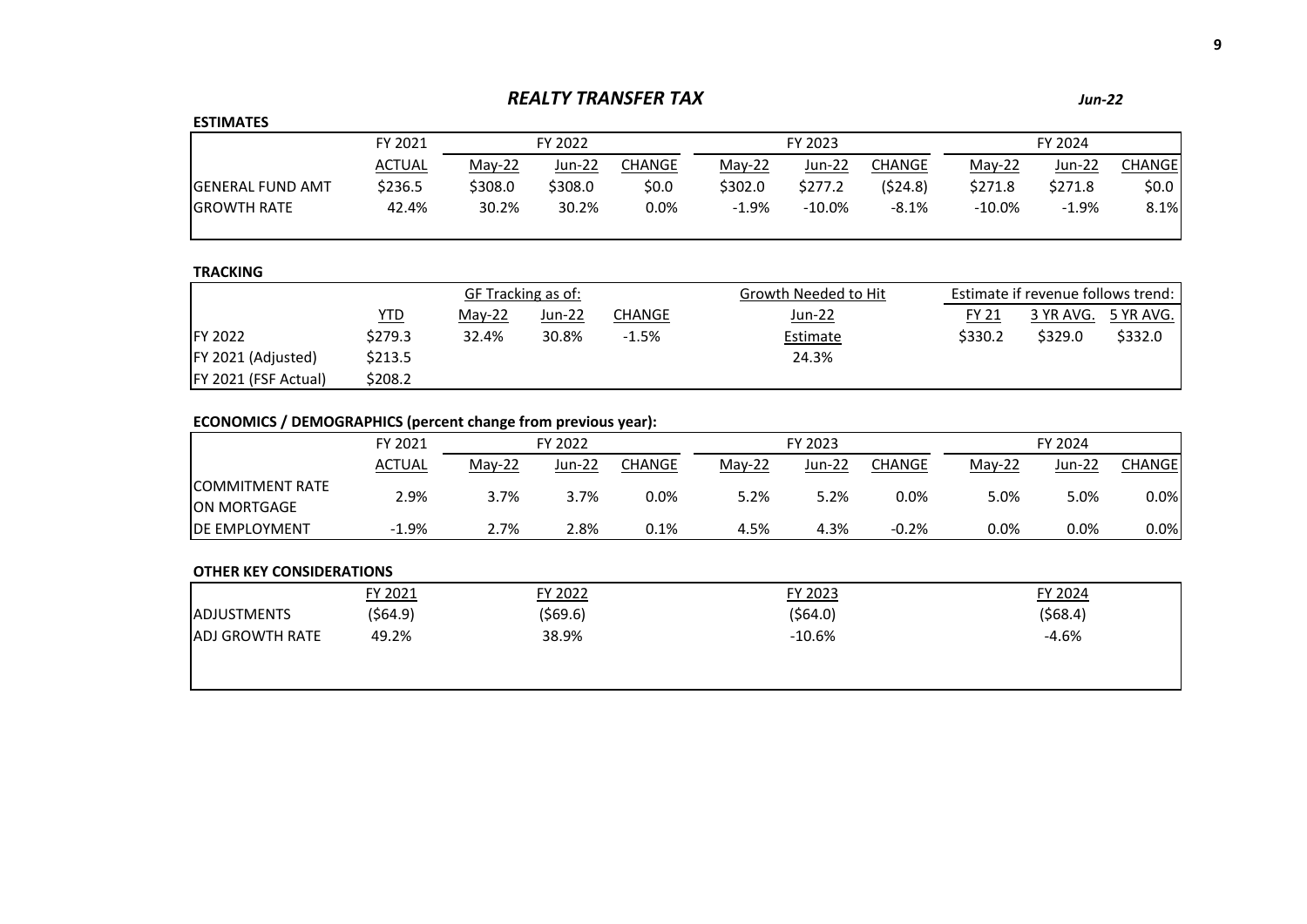# *REALTY TRANSFER TAX*

*Jun-22*

**ESTIMATES**

| | FY 2021 | FY 2022 | | | FY 2023 | | | FY 2024 | | |
|---|---|---|---|---|---|---|---|---|---|---|
| | ACTUAL | May-22 | Jun-22 | CHANGE | May-22 | Jun-22 | CHANGE | May-22 | Jun-22 | CHANGE |
| GENERAL FUND AMT | $236.5 | $308.0 | $308.0 | $0.0 | $302.0 | $277.2 | ($24.8) | $271.8 | $271.8 | $0.0 |
| GROWTH RATE | 42.4% | 30.2% | 30.2% | 0.0% | -1.9% | -10.0% | -8.1% | -10.0% | -1.9% | 8.1% |

**TRACKING**

| | | GF Tracking as of: | | | Growth Needed to Hit | Estimate if revenue follows trend: | | |
|---|---|---|---|---|---|---|---|---|
| | YTD | May-22 | Jun-22 | CHANGE | Jun-22 | FY 21 | 3 YR AVG. | 5 YR AVG. |
| FY 2022 | $279.3 | 32.4% | 30.8% | -1.5% | Estimate | $330.2 | $329.0 | $332.0 |
| FY 2021 (Adjusted) | $213.5 | | | | 24.3% | | | |
| FY 2021 (FSF Actual) | $208.2 | | | | | | | |

**ECONOMICS / DEMOGRAPHICS (percent change from previous year):**

| | FY 2021 | FY 2022 | | | FY 2023 | | | FY 2024 | | |
|---|---|---|---|---|---|---|---|---|---|---|
| | ACTUAL | May-22 | Jun-22 | CHANGE | May-22 | Jun-22 | CHANGE | May-22 | Jun-22 | CHANGE |
| COMMITMENT RATE ON MORTGAGE | 2.9% | 3.7% | 3.7% | 0.0% | 5.2% | 5.2% | 0.0% | 5.0% | 5.0% | 0.0% |
| DE EMPLOYMENT | -1.9% | 2.7% | 2.8% | 0.1% | 4.5% | 4.3% | -0.2% | 0.0% | 0.0% | 0.0% |

**OTHER KEY CONSIDERATIONS**

| | FY 2021 | FY 2022 | FY 2023 | FY 2024 |
|---|---|---|---|---|
| ADJUSTMENTS | ($64.9) | ($69.6) | ($64.0) | ($68.4) |
| ADJ GROWTH RATE | 49.2% | 38.9% | -10.6% | -4.6% |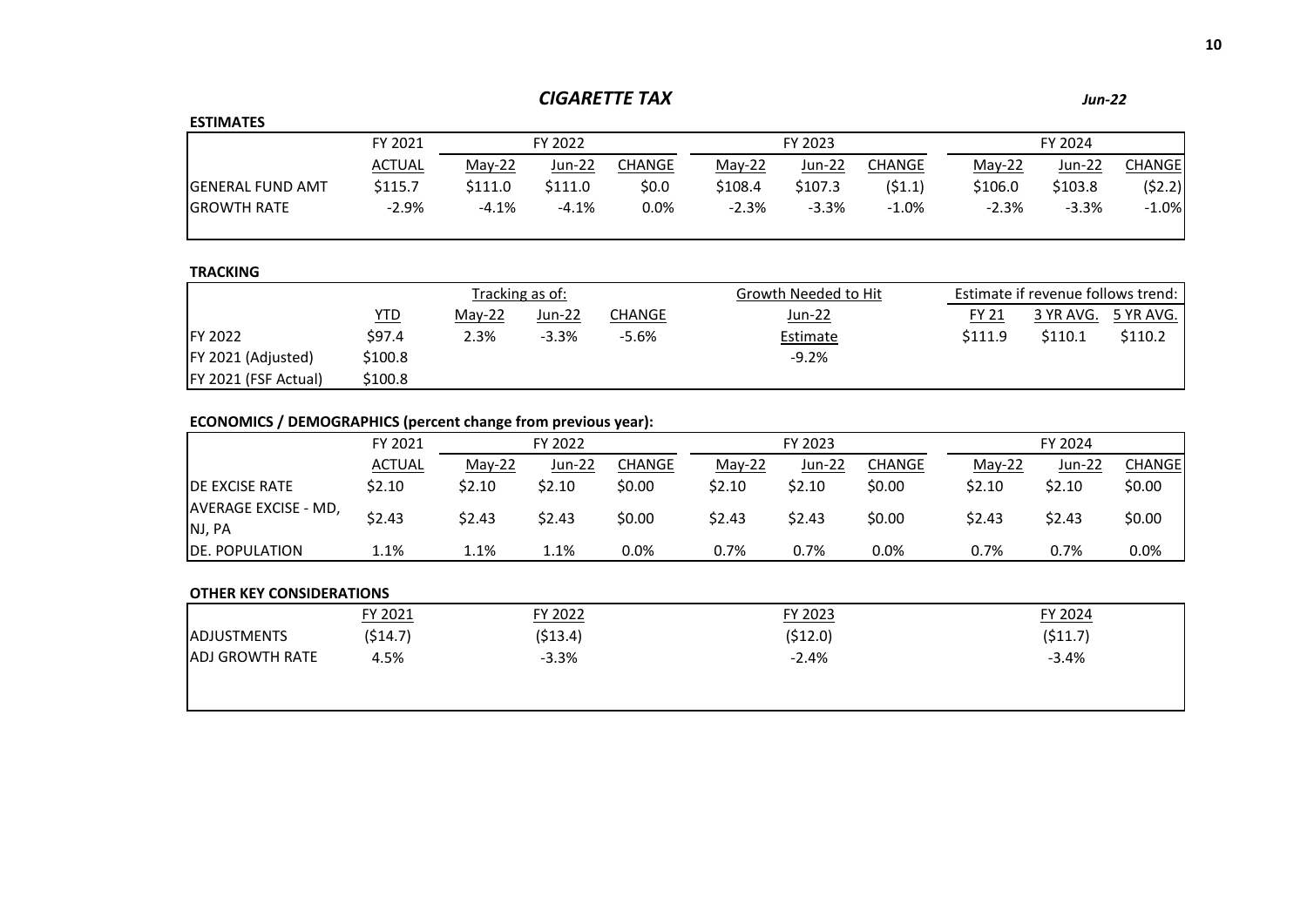# *CIGARETTE TAX*

*Jun-22*

**ESTIMATES**

| | FY 2021 | FY 2022 | | | FY 2023 | | | FY 2024 | | |
|---|---|---|---|---|---|---|---|---|---|---|
| | ACTUAL | May-22 | Jun-22 | CHANGE | May-22 | Jun-22 | CHANGE | May-22 | Jun-22 | CHANGE |
| GENERAL FUND AMT | $115.7 | $111.0 | $111.0 | $0.0 | $108.4 | $107.3 | ($1.1) | $106.0 | $103.8 | ($2.2) |
| GROWTH RATE | -2.9% | -4.1% | -4.1% | 0.0% | -2.3% | -3.3% | -1.0% | -2.3% | -3.3% | -1.0% |

**TRACKING**

| | | Tracking as of: | | | Growth Needed to Hit | Estimate if revenue follows trend: | | |
|---|---|---|---|---|---|---|---|---|
| | YTD | May-22 | Jun-22 | CHANGE | Jun-22 | FY 21 | 3 YR AVG. | 5 YR AVG. |
| FY 2022 | $97.4 | 2.3% | -3.3% | -5.6% | Estimate | $111.9 | $110.1 | $110.2 |
| FY 2021 (Adjusted) | $100.8 | | | | -9.2% | | | |
| FY 2021 (FSF Actual) | $100.8 | | | | | | | |

**ECONOMICS / DEMOGRAPHICS (percent change from previous year):**

| | FY 2021 | FY 2022 | | | FY 2023 | | | FY 2024 | | |
|---|---|---|---|---|---|---|---|---|---|---|
| | ACTUAL | May-22 | Jun-22 | CHANGE | May-22 | Jun-22 | CHANGE | May-22 | Jun-22 | CHANGE |
| DE EXCISE RATE | $2.10 | $2.10 | $2.10 | $0.00 | $2.10 | $2.10 | $0.00 | $2.10 | $2.10 | $0.00 |
| AVERAGE EXCISE - MD, NJ, PA | $2.43 | $2.43 | $2.43 | $0.00 | $2.43 | $2.43 | $0.00 | $2.43 | $2.43 | $0.00 |
| DE. POPULATION | 1.1% | 1.1% | 1.1% | 0.0% | 0.7% | 0.7% | 0.0% | 0.7% | 0.7% | 0.0% |

**OTHER KEY CONSIDERATIONS**

| | FY 2021 | FY 2022 | FY 2023 | FY 2024 |
|---|---|---|---|---|
| ADJUSTMENTS | ($14.7) | ($13.4) | ($12.0) | ($11.7) |
| ADJ GROWTH RATE | 4.5% | -3.3% | -2.4% | -3.4% |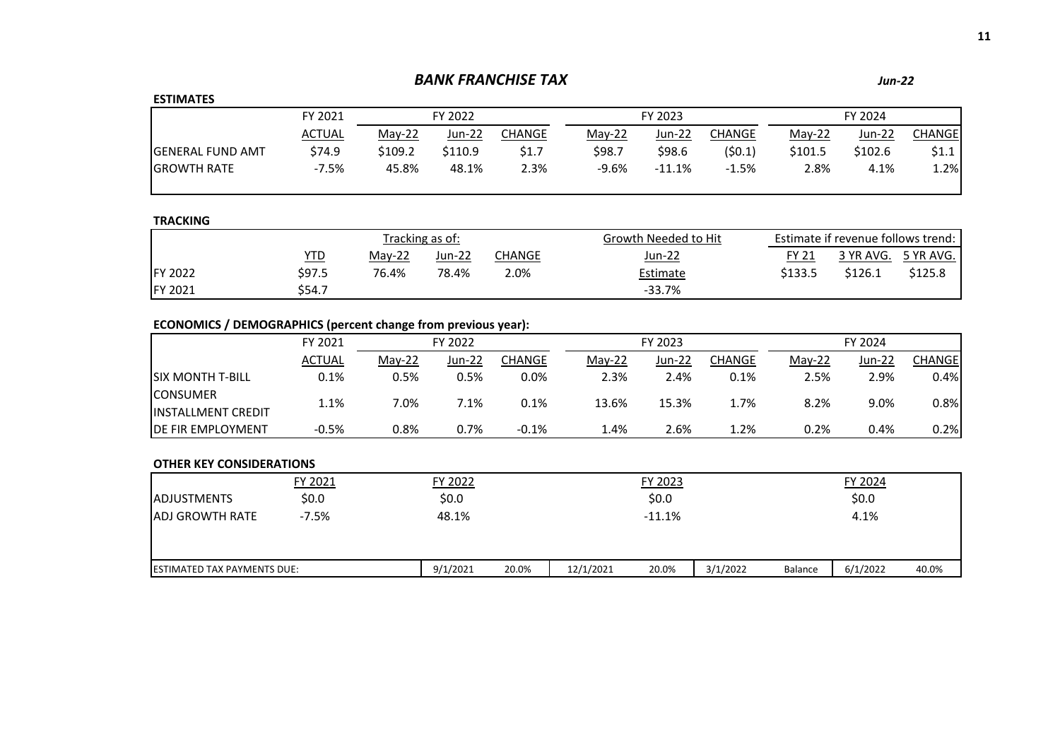# *BANK FRANCHISE TAX*

*Jun-22*

**ESTIMATES**

| | FY 2021 | FY 2022 | | | FY 2023 | | | FY 2024 | | |
|---|---|---|---|---|---|---|---|---|---|---|
| | ACTUAL | May-22 | Jun-22 | CHANGE | May-22 | Jun-22 | CHANGE | May-22 | Jun-22 | CHANGE |
| GENERAL FUND AMT | $74.9 | $109.2 | $110.9 | $1.7 | $98.7 | $98.6 | ($0.1) | $101.5 | $102.6 | $1.1 |
| GROWTH RATE | -7.5% | 45.8% | 48.1% | 2.3% | -9.6% | -11.1% | -1.5% | 2.8% | 4.1% | 1.2% |

**TRACKING**

| | | Tracking as of: | | | Growth Needed to Hit | Estimate if revenue follows trend: | | |
|---|---|---|---|---|---|---|---|---|
| | YTD | May-22 | Jun-22 | CHANGE | Jun-22 | FY 21 | 3 YR AVG. | 5 YR AVG. |
| FY 2022 | $97.5 | 76.4% | 78.4% | 2.0% | Estimate | $133.5 | $126.1 | $125.8 |
| FY 2021 | $54.7 | | | | -33.7% | | | |

**ECONOMICS / DEMOGRAPHICS (percent change from previous year):**

| | FY 2021 | FY 2022 | | | FY 2023 | | | FY 2024 | | |
|---|---|---|---|---|---|---|---|---|---|---|
| | ACTUAL | May-22 | Jun-22 | CHANGE | May-22 | Jun-22 | CHANGE | May-22 | Jun-22 | CHANGE |
| SIX MONTH T-BILL | 0.1% | 0.5% | 0.5% | 0.0% | 2.3% | 2.4% | 0.1% | 2.5% | 2.9% | 0.4% |
| CONSUMER INSTALLMENT CREDIT | 1.1% | 7.0% | 7.1% | 0.1% | 13.6% | 15.3% | 1.7% | 8.2% | 9.0% | 0.8% |
| DE FIR EMPLOYMENT | -0.5% | 0.8% | 0.7% | -0.1% | 1.4% | 2.6% | 1.2% | 0.2% | 0.4% | 0.2% |

**OTHER KEY CONSIDERATIONS**

| | FY 2021 | FY 2022 | FY 2023 | FY 2024 |
|---|---|---|---|---|
| ADJUSTMENTS | $0.0 | $0.0 | $0.0 | $0.0 |
| ADJ GROWTH RATE | -7.5% | 48.1% | -11.1% | 4.1% |

| ESTIMATED TAX PAYMENTS DUE: | 9/1/2021 | 20.0% | 12/1/2021 | 20.0% | 3/1/2022 | Balance | 6/1/2022 | 40.0% |
|---|---|---|---|---|---|---|---|---|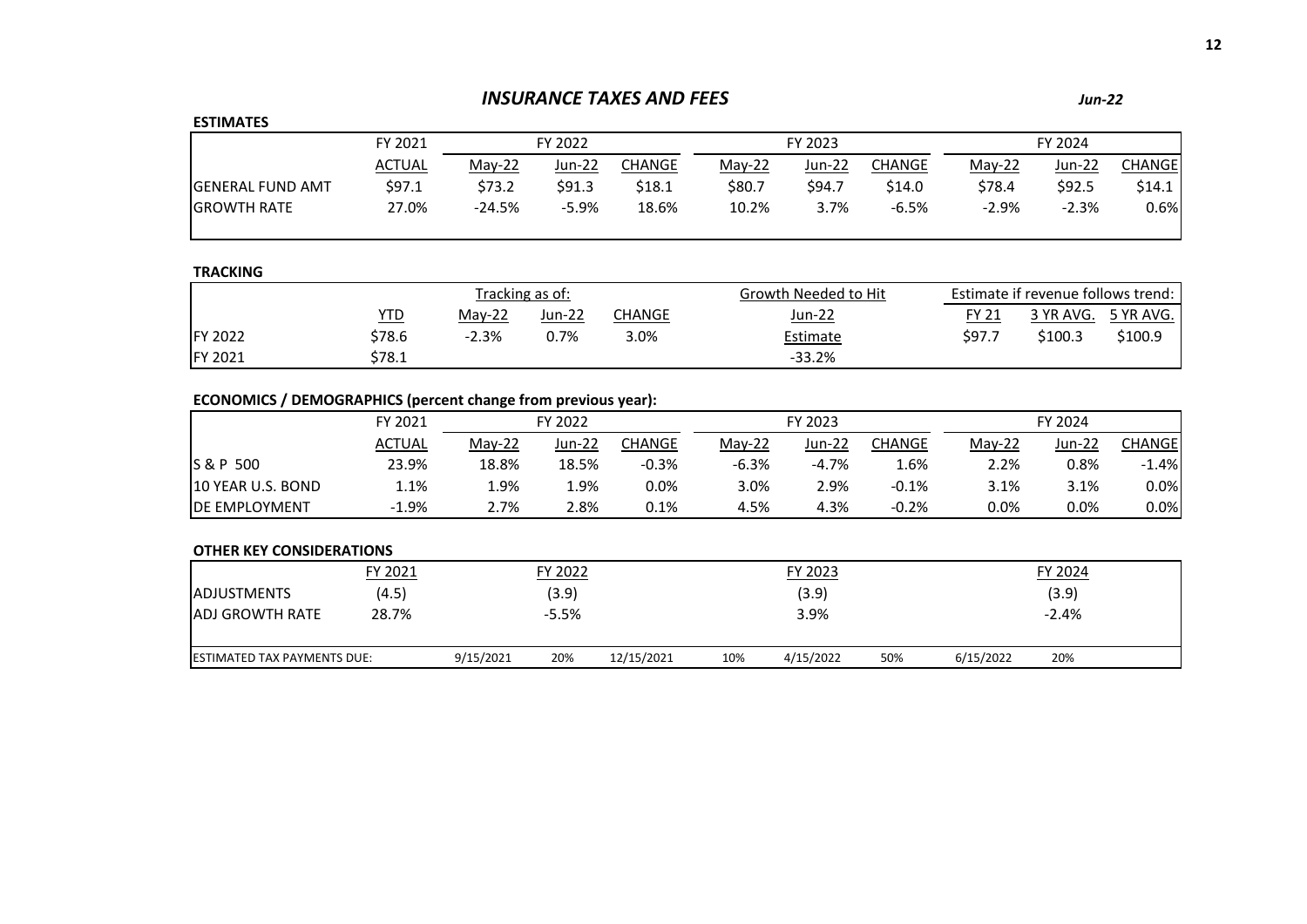## *INSURANCE TAXES AND FEES*

*Jun-22*

**ESTIMATES**

| | FY 2021 | FY 2022 | | | FY 2023 | | | FY 2024 | | |
|---|---|---|---|---|---|---|---|---|---|---|
| | ACTUAL | May-22 | Jun-22 | CHANGE | May-22 | Jun-22 | CHANGE | May-22 | Jun-22 | CHANGE |
| GENERAL FUND AMT | $97.1 | $73.2 | $91.3 | $18.1 | $80.7 | $94.7 | $14.0 | $78.4 | $92.5 | $14.1 |
| GROWTH RATE | 27.0% | -24.5% | -5.9% | 18.6% | 10.2% | 3.7% | -6.5% | -2.9% | -2.3% | 0.6% |

**TRACKING**

| | | Tracking as of: | | | Growth Needed to Hit | Estimate if revenue follows trend: | | |
|---|---|---|---|---|---|---|---|---|
| | YTD | May-22 | Jun-22 | CHANGE | Jun-22 | FY 21 | 3 YR AVG. | 5 YR AVG. |
| FY 2022 | $78.6 | -2.3% | 0.7% | 3.0% | Estimate | $97.7 | $100.3 | $100.9 |
| FY 2021 | $78.1 | | | | -33.2% | | | |

**ECONOMICS / DEMOGRAPHICS (percent change from previous year):**

| | FY 2021 | FY 2022 | | | FY 2023 | | | FY 2024 | | |
|---|---|---|---|---|---|---|---|---|---|---|
| | ACTUAL | May-22 | Jun-22 | CHANGE | May-22 | Jun-22 | CHANGE | May-22 | Jun-22 | CHANGE |
| S & P 500 | 23.9% | 18.8% | 18.5% | -0.3% | -6.3% | -4.7% | 1.6% | 2.2% | 0.8% | -1.4% |
| 10 YEAR U.S. BOND | 1.1% | 1.9% | 1.9% | 0.0% | 3.0% | 2.9% | -0.1% | 3.1% | 3.1% | 0.0% |
| DE EMPLOYMENT | -1.9% | 2.7% | 2.8% | 0.1% | 4.5% | 4.3% | -0.2% | 0.0% | 0.0% | 0.0% |

**OTHER KEY CONSIDERATIONS**

| | FY 2021 | FY 2022 | FY 2023 | FY 2024 |
|---|---|---|---|---|
| ADJUSTMENTS | (4.5) | (3.9) | (3.9) | (3.9) |
| ADJ GROWTH RATE | 28.7% | -5.5% | 3.9% | -2.4% |

| ESTIMATED TAX PAYMENTS DUE: | 9/15/2021 | 20% | 12/15/2021 | 10% | 4/15/2022 | 50% | 6/15/2022 | 20% |
|---|---|---|---|---|---|---|---|---|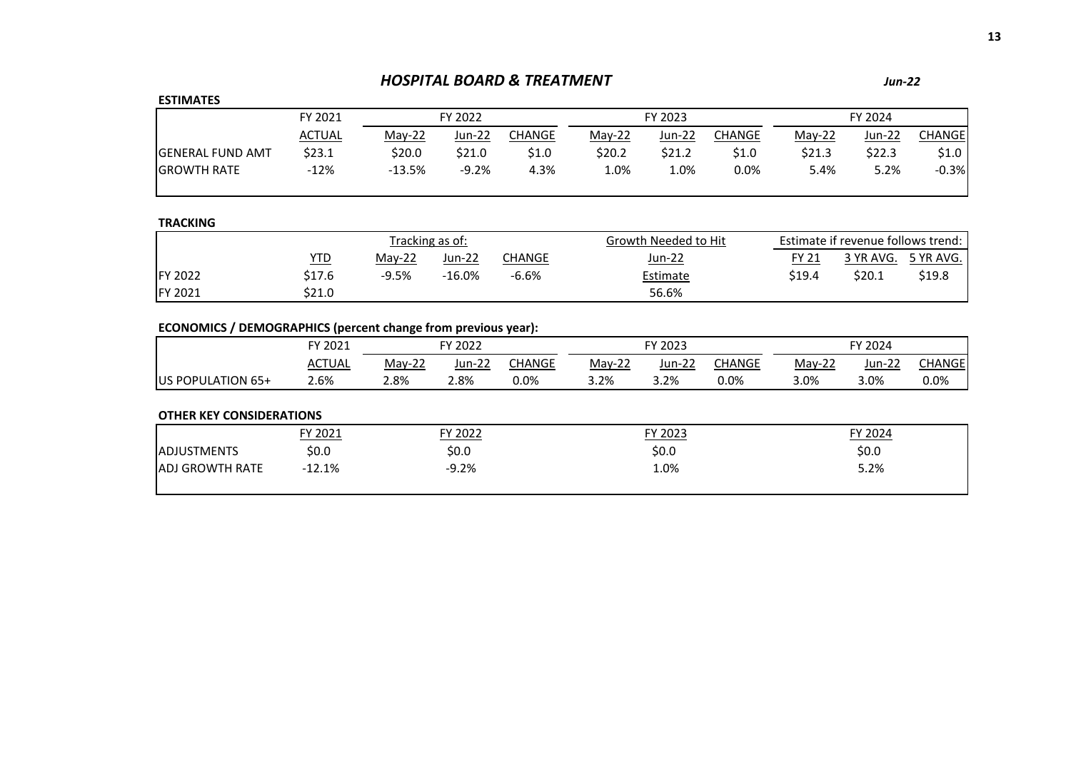# *HOSPITAL BOARD & TREATMENT*

*Jun-22*

**ESTIMATES**

| | FY 2021 | FY 2022 | | | FY 2023 | | | FY 2024 | | |
|---|---|---|---|---|---|---|---|---|---|---|
| | ACTUAL | May-22 | Jun-22 | CHANGE | May-22 | Jun-22 | CHANGE | May-22 | Jun-22 | CHANGE |
| GENERAL FUND AMT | $23.1 | $20.0 | $21.0 | $1.0 | $20.2 | $21.2 | $1.0 | $21.3 | $22.3 | $1.0 |
| GROWTH RATE | -12% | -13.5% | -9.2% | 4.3% | 1.0% | 1.0% | 0.0% | 5.4% | 5.2% | -0.3% |

**TRACKING**

| | | Tracking as of: | | | Growth Needed to Hit | Estimate if revenue follows trend: | | |
|---|---|---|---|---|---|---|---|---|
| | YTD | May-22 | Jun-22 | CHANGE | Jun-22 | FY 21 | 3 YR AVG. | 5 YR AVG. |
| FY 2022 | $17.6 | -9.5% | -16.0% | -6.6% | Estimate | $19.4 | $20.1 | $19.8 |
| FY 2021 | $21.0 | | | | 56.6% | | | |

**ECONOMICS / DEMOGRAPHICS (percent change from previous year):**

| | FY 2021 | FY 2022 | | | FY 2023 | | | FY 2024 | | |
|---|---|---|---|---|---|---|---|---|---|---|
| | ACTUAL | May-22 | Jun-22 | CHANGE | May-22 | Jun-22 | CHANGE | May-22 | Jun-22 | CHANGE |
| US POPULATION 65+ | 2.6% | 2.8% | 2.8% | 0.0% | 3.2% | 3.2% | 0.0% | 3.0% | 3.0% | 0.0% |

**OTHER KEY CONSIDERATIONS**

| | FY 2021 | FY 2022 | FY 2023 | FY 2024 |
|---|---|---|---|---|
| ADJUSTMENTS | $0.0 | $0.0 | $0.0 | $0.0 |
| ADJ GROWTH RATE | -12.1% | -9.2% | 1.0% | 5.2% |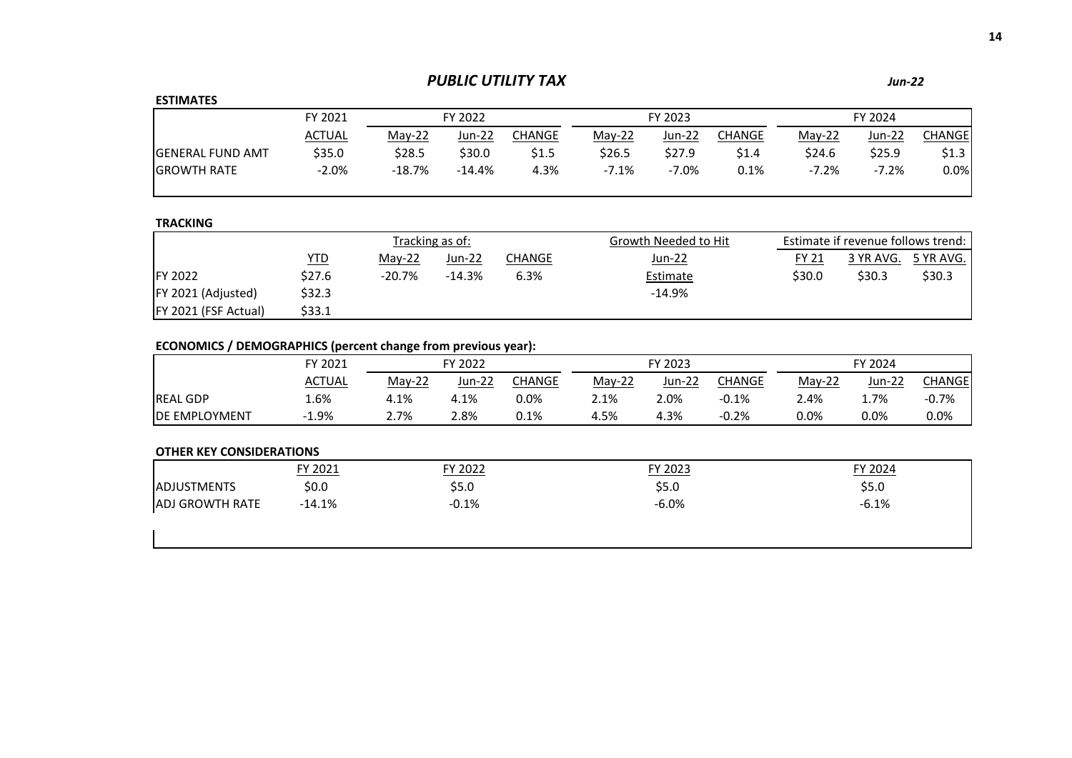## *PUBLIC UTILITY TAX*

*Jun-22*

**ESTIMATES**

| | FY 2021 | FY 2022 | | | FY 2023 | | | FY 2024 | | |
|---|---|---|---|---|---|---|---|---|---|---|
| | ACTUAL | May-22 | Jun-22 | CHANGE | May-22 | Jun-22 | CHANGE | May-22 | Jun-22 | CHANGE |
| GENERAL FUND AMT | $35.0 | $28.5 | $30.0 | $1.5 | $26.5 | $27.9 | $1.4 | $24.6 | $25.9 | $1.3 |
| GROWTH RATE | -2.0% | -18.7% | -14.4% | 4.3% | -7.1% | -7.0% | 0.1% | -7.2% | -7.2% | 0.0% |

**TRACKING**

| | | Tracking as of: | | | Growth Needed to Hit | Estimate if revenue follows trend: | | |
|---|---|---|---|---|---|---|---|---|
| | YTD | May-22 | Jun-22 | CHANGE | Jun-22 | FY 21 | 3 YR AVG. | 5 YR AVG. |
| FY 2022 | $27.6 | -20.7% | -14.3% | 6.3% | Estimate | $30.0 | $30.3 | $30.3 |
| FY 2021 (Adjusted) | $32.3 | | | | -14.9% | | | |
| FY 2021 (FSF Actual) | $33.1 | | | | | | | |

**ECONOMICS / DEMOGRAPHICS (percent change from previous year):**

| | FY 2021 | FY 2022 | | | FY 2023 | | | FY 2024 | | |
|---|---|---|---|---|---|---|---|---|---|---|
| | ACTUAL | May-22 | Jun-22 | CHANGE | May-22 | Jun-22 | CHANGE | May-22 | Jun-22 | CHANGE |
| REAL GDP | 1.6% | 4.1% | 4.1% | 0.0% | 2.1% | 2.0% | -0.1% | 2.4% | 1.7% | -0.7% |
| DE EMPLOYMENT | -1.9% | 2.7% | 2.8% | 0.1% | 4.5% | 4.3% | -0.2% | 0.0% | 0.0% | 0.0% |

**OTHER KEY CONSIDERATIONS**

| | FY 2021 | FY 2022 | FY 2023 | FY 2024 |
|---|---|---|---|---|
| ADJUSTMENTS | $0.0 | $5.0 | $5.0 | $5.0 |
| ADJ GROWTH RATE | -14.1% | -0.1% | -6.0% | -6.1% |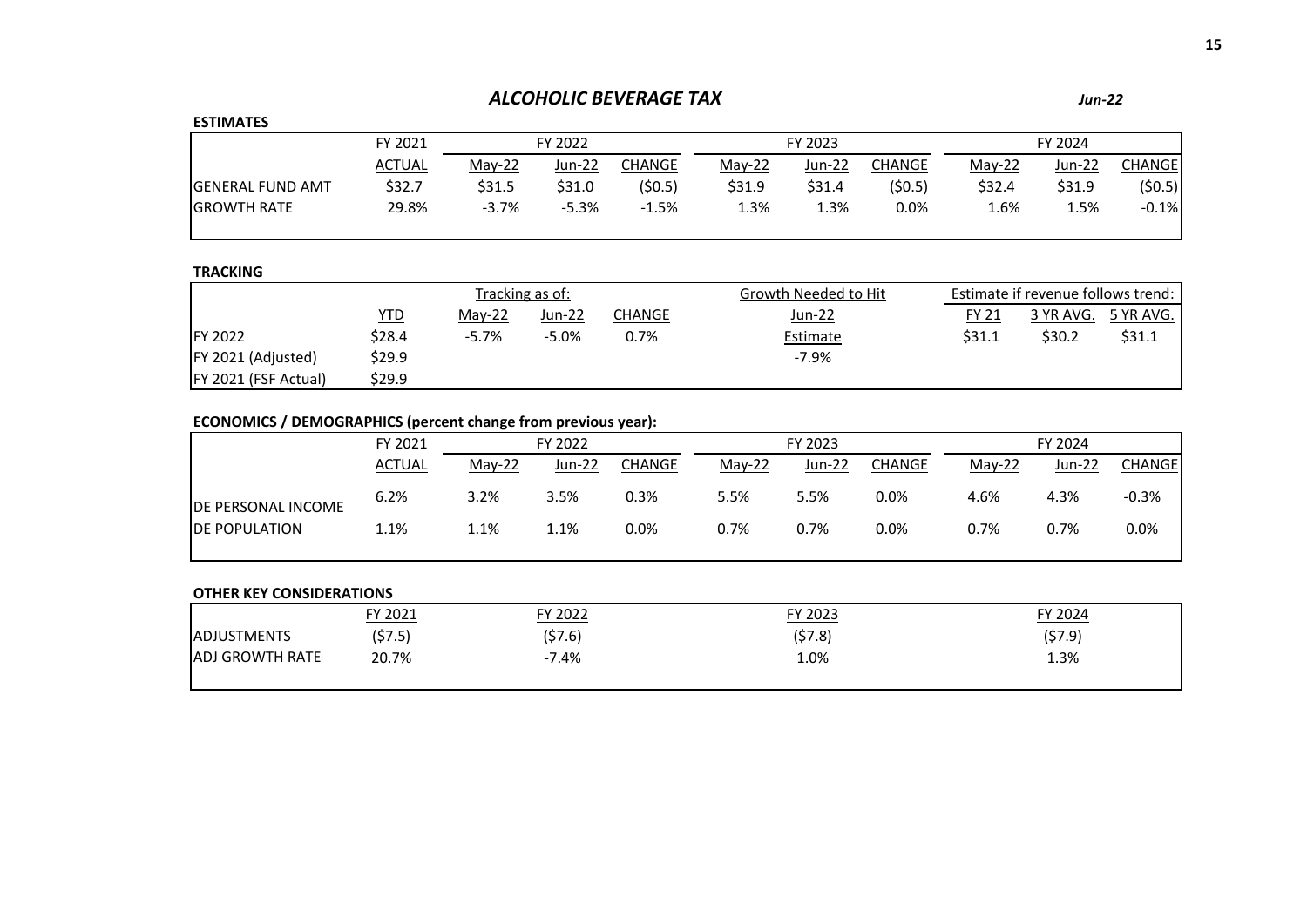## *ALCOHOLIC BEVERAGE TAX*

***Jun-22***

**ESTIMATES**

| | FY 2021 | FY 2022 | | | FY 2023 | | | FY 2024 | | |
|---|---|---|---|---|---|---|---|---|---|---|
| | ACTUAL | May-22 | Jun-22 | CHANGE | May-22 | Jun-22 | CHANGE | May-22 | Jun-22 | CHANGE |
| GENERAL FUND AMT | $32.7 | $31.5 | $31.0 | ($0.5) | $31.9 | $31.4 | ($0.5) | $32.4 | $31.9 | ($0.5) |
| GROWTH RATE | 29.8% | -3.7% | -5.3% | -1.5% | 1.3% | 1.3% | 0.0% | 1.6% | 1.5% | -0.1% |

**TRACKING**

| | | Tracking as of: | | | Growth Needed to Hit | Estimate if revenue follows trend: | | |
|---|---|---|---|---|---|---|---|---|
| | YTD | May-22 | Jun-22 | CHANGE | Jun-22 | FY 21 | 3 YR AVG. | 5 YR AVG. |
| FY 2022 | $28.4 | -5.7% | -5.0% | 0.7% | Estimate | $31.1 | $30.2 | $31.1 |
| FY 2021 (Adjusted) | $29.9 | | | | -7.9% | | | |
| FY 2021 (FSF Actual) | $29.9 | | | | | | | |

**ECONOMICS / DEMOGRAPHICS (percent change from previous year):**

| | FY 2021 | FY 2022 | | | FY 2023 | | | FY 2024 | | |
|---|---|---|---|---|---|---|---|---|---|---|
| | ACTUAL | May-22 | Jun-22 | CHANGE | May-22 | Jun-22 | CHANGE | May-22 | Jun-22 | CHANGE |
| DE PERSONAL INCOME | 6.2% | 3.2% | 3.5% | 0.3% | 5.5% | 5.5% | 0.0% | 4.6% | 4.3% | -0.3% |
| DE POPULATION | 1.1% | 1.1% | 1.1% | 0.0% | 0.7% | 0.7% | 0.0% | 0.7% | 0.7% | 0.0% |

**OTHER KEY CONSIDERATIONS**

| | FY 2021 | FY 2022 | FY 2023 | FY 2024 |
|---|---|---|---|---|
| ADJUSTMENTS | ($7.5) | ($7.6) | ($7.8) | ($7.9) |
| ADJ GROWTH RATE | 20.7% | -7.4% | 1.0% | 1.3% |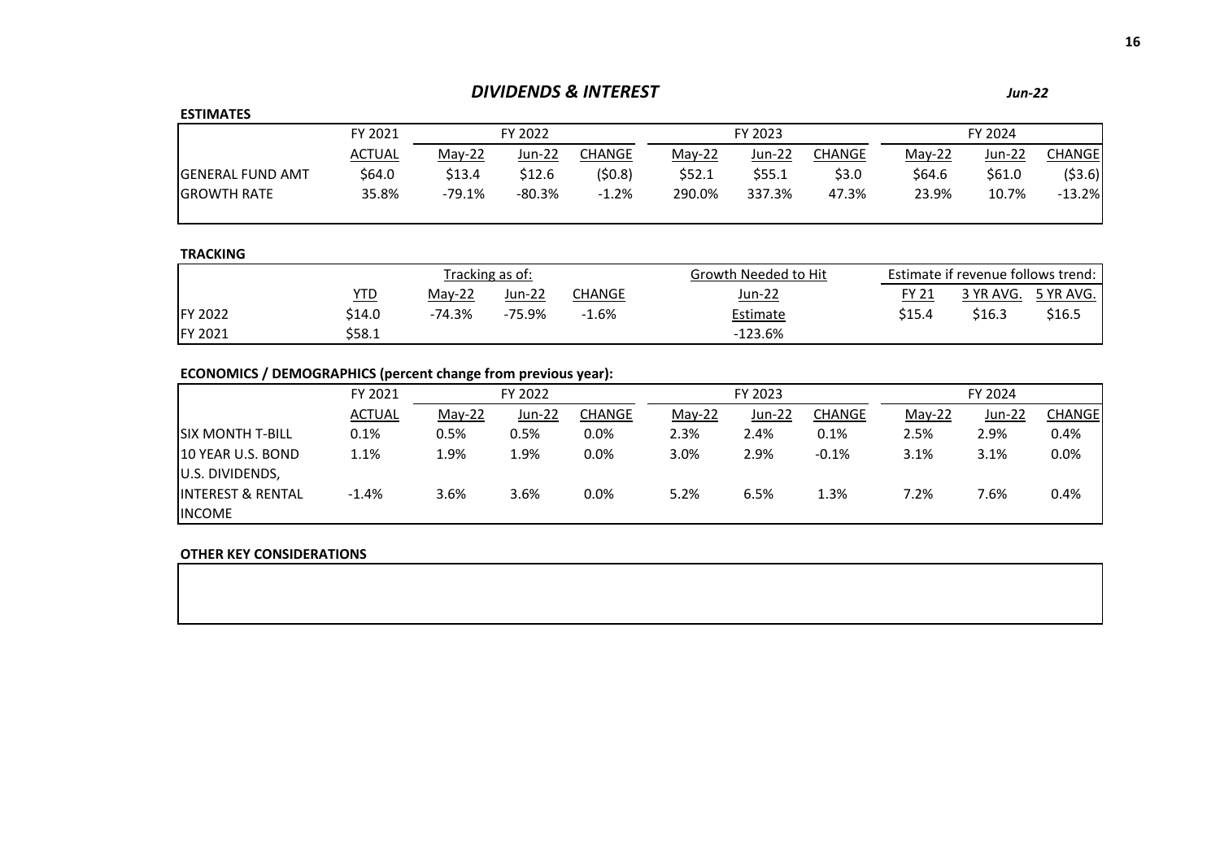# *DIVIDENDS & INTEREST*

*Jun-22*

**ESTIMATES**

| | FY 2021 | FY 2022 | | | FY 2023 | | | FY 2024 | | |
|---|---|---|---|---|---|---|---|---|---|---|
| | ACTUAL | May-22 | Jun-22 | CHANGE | May-22 | Jun-22 | CHANGE | May-22 | Jun-22 | CHANGE |
| GENERAL FUND AMT | $64.0 | $13.4 | $12.6 | ($0.8) | $52.1 | $55.1 | $3.0 | $64.6 | $61.0 | ($3.6) |
| GROWTH RATE | 35.8% | -79.1% | -80.3% | -1.2% | 290.0% | 337.3% | 47.3% | 23.9% | 10.7% | -13.2% |

**TRACKING**

| | | Tracking as of: | | | Growth Needed to Hit | Estimate if revenue follows trend: | | |
|---|---|---|---|---|---|---|---|---|
| | YTD | May-22 | Jun-22 | CHANGE | Jun-22 | FY 21 | 3 YR AVG. | 5 YR AVG. |
| FY 2022 | $14.0 | -74.3% | -75.9% | -1.6% | Estimate | $15.4 | $16.3 | $16.5 |
| FY 2021 | $58.1 | | | | -123.6% | | | |

**ECONOMICS / DEMOGRAPHICS (percent change from previous year):**

| | FY 2021 | FY 2022 | | | FY 2023 | | | FY 2024 | | |
|---|---|---|---|---|---|---|---|---|---|---|
| | ACTUAL | May-22 | Jun-22 | CHANGE | May-22 | Jun-22 | CHANGE | May-22 | Jun-22 | CHANGE |
| SIX MONTH T-BILL | 0.1% | 0.5% | 0.5% | 0.0% | 2.3% | 2.4% | 0.1% | 2.5% | 2.9% | 0.4% |
| 10 YEAR U.S. BOND | 1.1% | 1.9% | 1.9% | 0.0% | 3.0% | 2.9% | -0.1% | 3.1% | 3.1% | 0.0% |
| U.S. DIVIDENDS, INTEREST & RENTAL INCOME | -1.4% | 3.6% | 3.6% | 0.0% | 5.2% | 6.5% | 1.3% | 7.2% | 7.6% | 0.4% |

**OTHER KEY CONSIDERATIONS**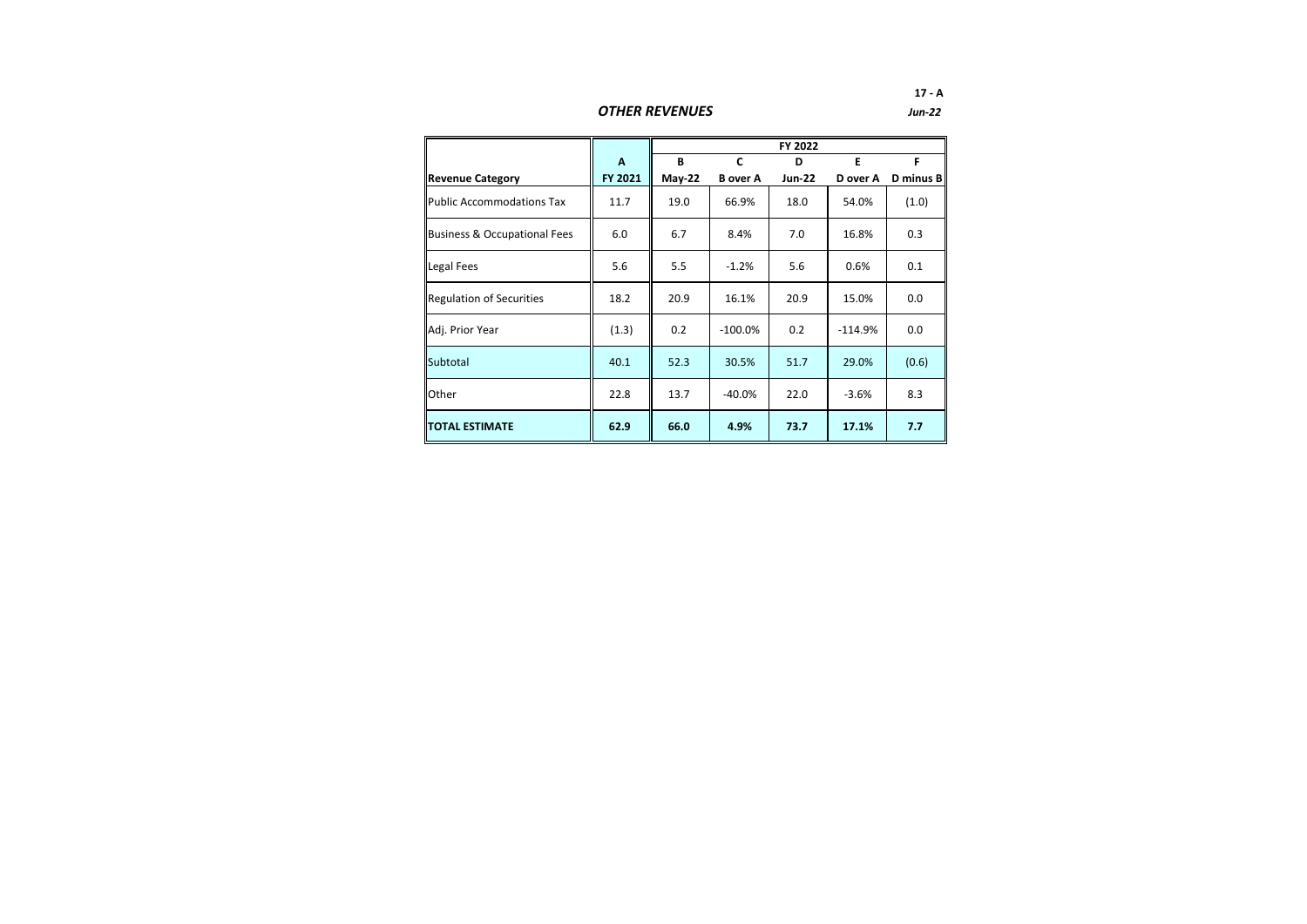17 - A

## *OTHER REVENUES*

*Jun-22*

| | A | B | C | D | E | F |
|---|---|---|---|---|---|---|
| | | FY 2022 | | | | |
| **Revenue Category** | **FY 2021** | **May-22** | **B over A** | **Jun-22** | **D over A** | **D minus B** |
| Public Accommodations Tax | 11.7 | 19.0 | 66.9% | 18.0 | 54.0% | (1.0) |
| Business & Occupational Fees | 6.0 | 6.7 | 8.4% | 7.0 | 16.8% | 0.3 |
| Legal Fees | 5.6 | 5.5 | -1.2% | 5.6 | 0.6% | 0.1 |
| Regulation of Securities | 18.2 | 20.9 | 16.1% | 20.9 | 15.0% | 0.0 |
| Adj. Prior Year | (1.3) | 0.2 | -100.0% | 0.2 | -114.9% | 0.0 |
| Subtotal | 40.1 | 52.3 | 30.5% | 51.7 | 29.0% | (0.6) |
| Other | 22.8 | 13.7 | -40.0% | 22.0 | -3.6% | 8.3 |
| **TOTAL ESTIMATE** | **62.9** | **66.0** | **4.9%** | **73.7** | **17.1%** | **7.7** |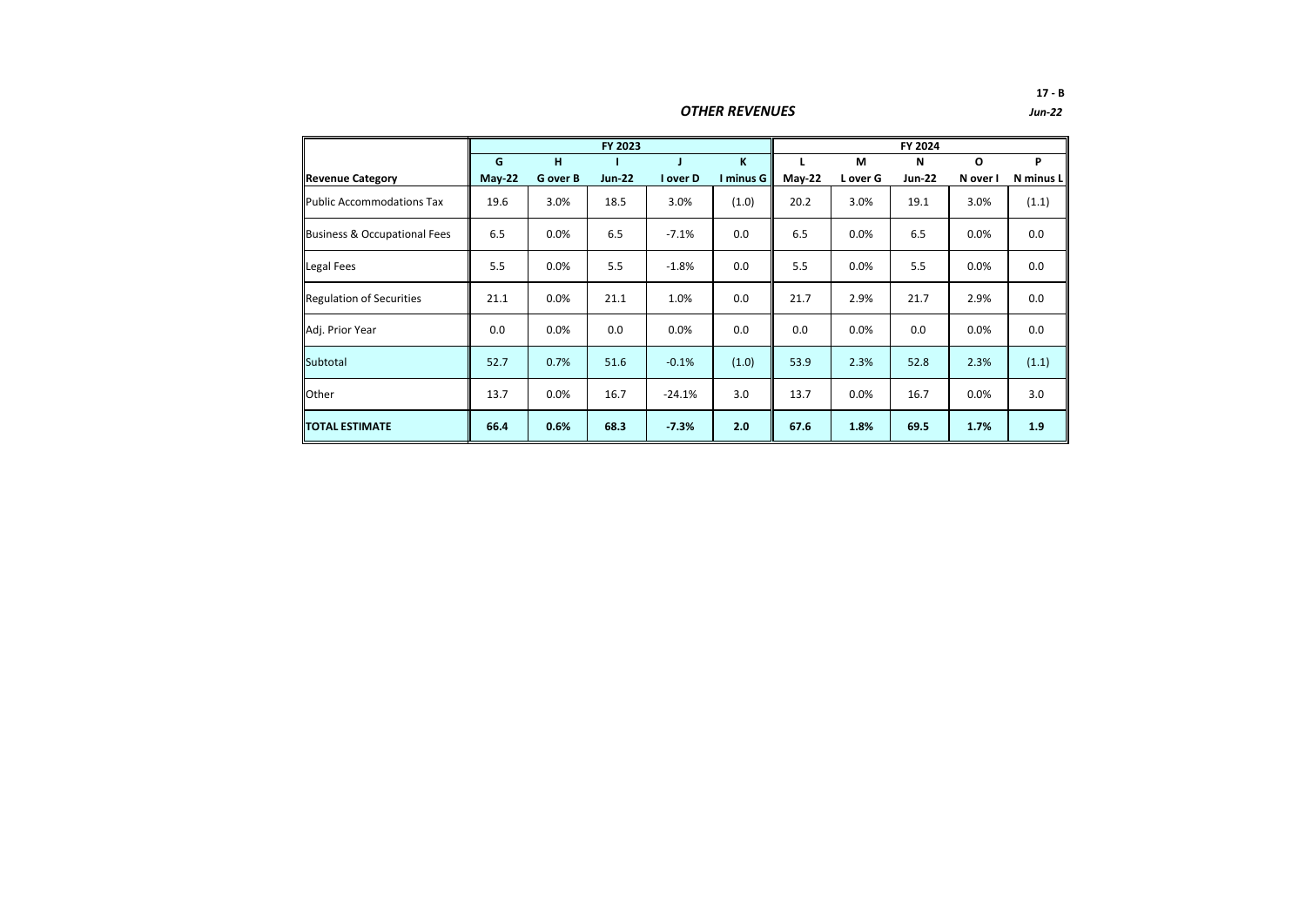17 - B

## *OTHER REVENUES*

*Jun-22*

| | FY 2023 | | | | | FY 2024 | | | | |
|---|---|---|---|---|---|---|---|---|---|---|
| | G | H | I | J | K | L | M | N | O | P |
| **Revenue Category** | **May-22** | **G over B** | **Jun-22** | **I over D** | **I minus G** | **May-22** | **L over G** | **Jun-22** | **N over I** | **N minus L** |
| Public Accommodations Tax | 19.6 | 3.0% | 18.5 | 3.0% | (1.0) | 20.2 | 3.0% | 19.1 | 3.0% | (1.1) |
| Business & Occupational Fees | 6.5 | 0.0% | 6.5 | -7.1% | 0.0 | 6.5 | 0.0% | 6.5 | 0.0% | 0.0 |
| Legal Fees | 5.5 | 0.0% | 5.5 | -1.8% | 0.0 | 5.5 | 0.0% | 5.5 | 0.0% | 0.0 |
| Regulation of Securities | 21.1 | 0.0% | 21.1 | 1.0% | 0.0 | 21.7 | 2.9% | 21.7 | 2.9% | 0.0 |
| Adj. Prior Year | 0.0 | 0.0% | 0.0 | 0.0% | 0.0 | 0.0 | 0.0% | 0.0 | 0.0% | 0.0 |
| Subtotal | 52.7 | 0.7% | 51.6 | -0.1% | (1.0) | 53.9 | 2.3% | 52.8 | 2.3% | (1.1) |
| Other | 13.7 | 0.0% | 16.7 | -24.1% | 3.0 | 13.7 | 0.0% | 16.7 | 0.0% | 3.0 |
| **TOTAL ESTIMATE** | **66.4** | **0.6%** | **68.3** | **-7.3%** | **2.0** | **67.6** | **1.8%** | **69.5** | **1.7%** | **1.9** |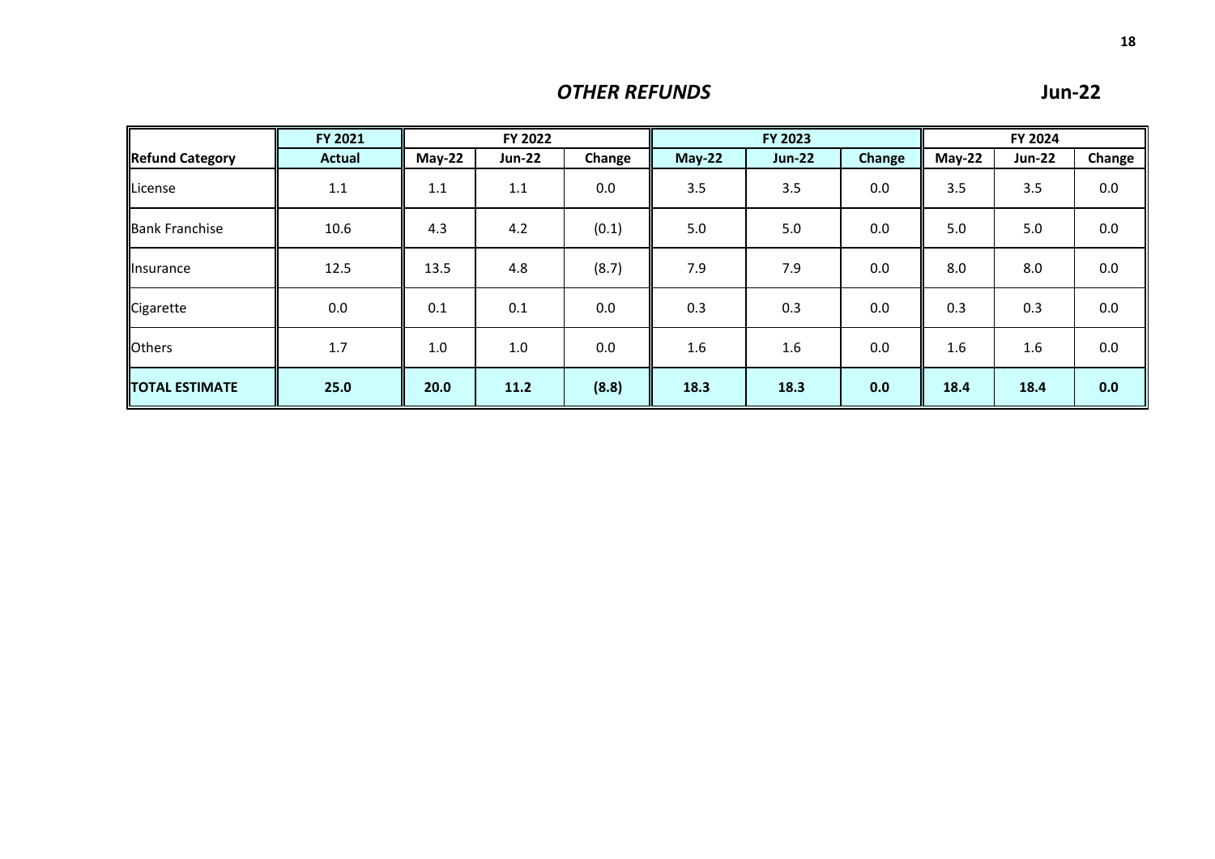## *OTHER REFUNDS*

**Jun-22**

| | FY 2021 | FY 2022 | | | FY 2023 | | | FY 2024 | | |
|---|---|---|---|---|---|---|---|---|---|---|
| **Refund Category** | **Actual** | **May-22** | **Jun-22** | **Change** | **May-22** | **Jun-22** | **Change** | **May-22** | **Jun-22** | **Change** |
| License | 1.1 | 1.1 | 1.1 | 0.0 | 3.5 | 3.5 | 0.0 | 3.5 | 3.5 | 0.0 |
| Bank Franchise | 10.6 | 4.3 | 4.2 | (0.1) | 5.0 | 5.0 | 0.0 | 5.0 | 5.0 | 0.0 |
| Insurance | 12.5 | 13.5 | 4.8 | (8.7) | 7.9 | 7.9 | 0.0 | 8.0 | 8.0 | 0.0 |
| Cigarette | 0.0 | 0.1 | 0.1 | 0.0 | 0.3 | 0.3 | 0.0 | 0.3 | 0.3 | 0.0 |
| Others | 1.7 | 1.0 | 1.0 | 0.0 | 1.6 | 1.6 | 0.0 | 1.6 | 1.6 | 0.0 |
| **TOTAL ESTIMATE** | **25.0** | **20.0** | **11.2** | **(8.8)** | **18.3** | **18.3** | **0.0** | **18.4** | **18.4** | **0.0** |